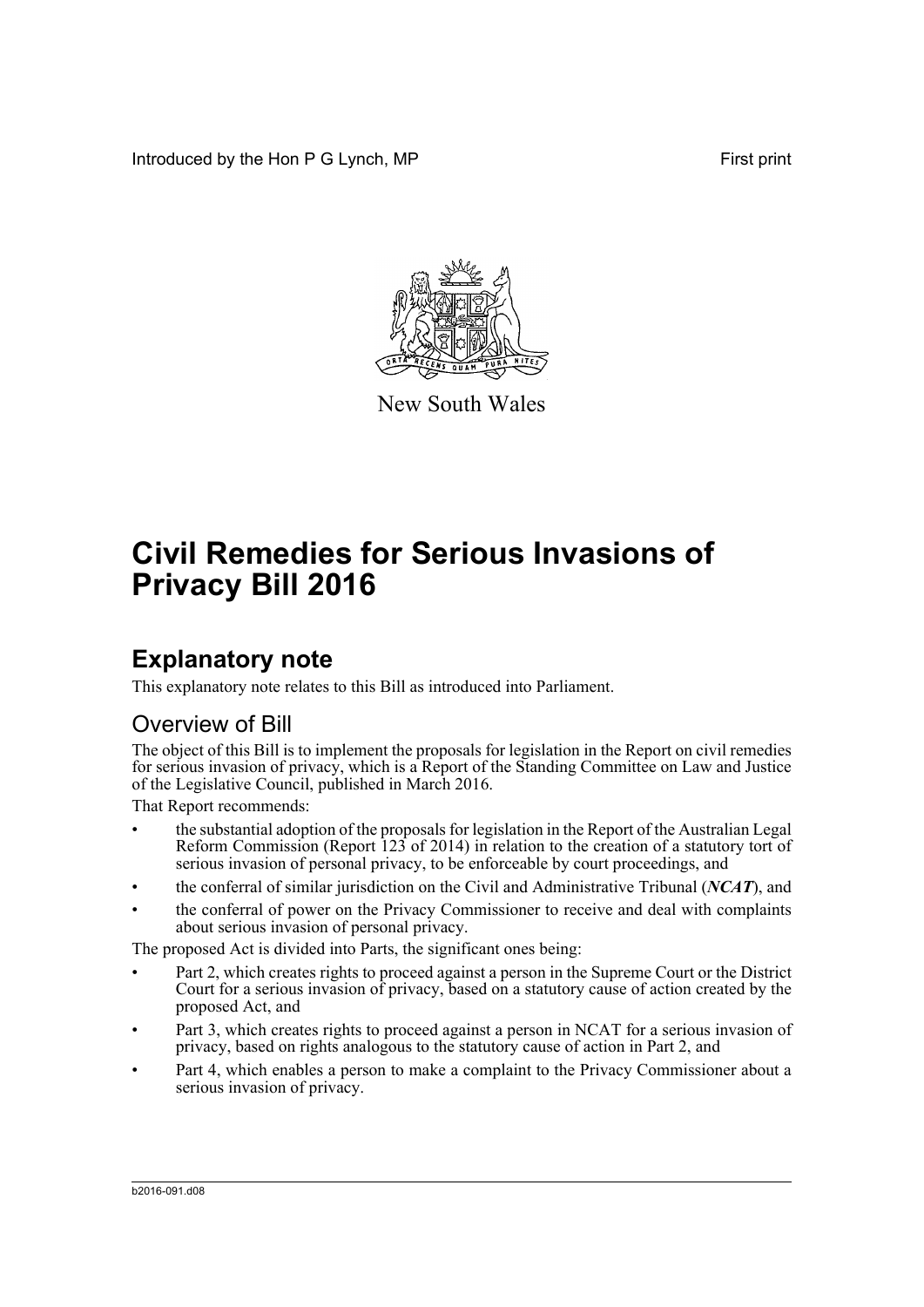Introduced by the Hon P G Lynch, MP First print

New South Wales

# Civil Remedies for Serious Invasions of Privacy Bill 2016

## Explanatory note

This explanatory note relates to this Bill as introduced into Parliament.

### Overview of Bill

The object of this Bill is to implement the proposals for legislation in the Report on civil remedies for serious invasion of privacy, which is a Report of the Standing Committee on Law and Justice of the Legislative Council, published in March 2016.

That Report recommends:

- the substantial adoption of the proposals for legislation in the Report of the Australian Legal Reform Commission (Report 123 of 2014) in relation to the creation of a statutory tort of serious invasion of personal privacy, to be enforceable by court proceedings, and
- the conferral of similar jurisdiction on the Civil and Administrative Tribunal (***NCAT***), and
- the conferral of power on the Privacy Commissioner to receive and deal with complaints about serious invasion of personal privacy.

The proposed Act is divided into Parts, the significant ones being:

- Part 2, which creates rights to proceed against a person in the Supreme Court or the District Court for a serious invasion of privacy, based on a statutory cause of action created by the proposed Act, and
- Part 3, which creates rights to proceed against a person in NCAT for a serious invasion of privacy, based on rights analogous to the statutory cause of action in Part 2, and
- Part 4, which enables a person to make a complaint to the Privacy Commissioner about a serious invasion of privacy.

b2016-091.d08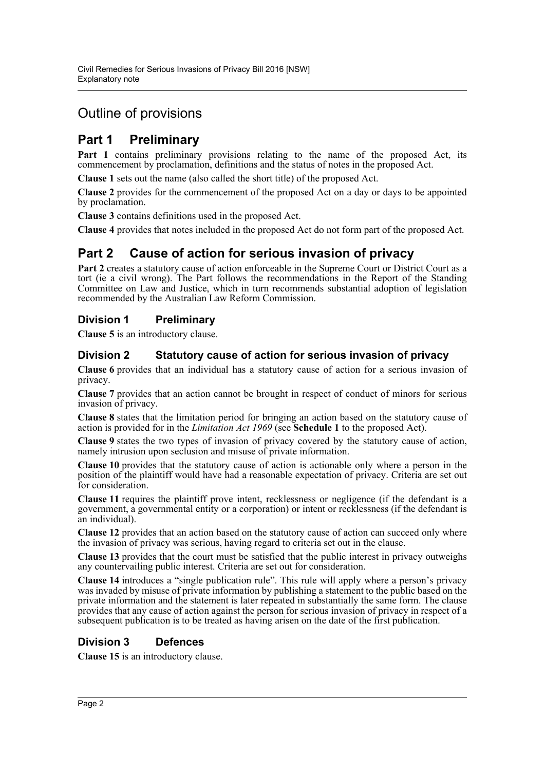# Outline of provisions

## Part 1 Preliminary

**Part 1** contains preliminary provisions relating to the name of the proposed Act, its commencement by proclamation, definitions and the status of notes in the proposed Act.

**Clause 1** sets out the name (also called the short title) of the proposed Act.

**Clause 2** provides for the commencement of the proposed Act on a day or days to be appointed by proclamation.

**Clause 3** contains definitions used in the proposed Act.

**Clause 4** provides that notes included in the proposed Act do not form part of the proposed Act.

## Part 2 Cause of action for serious invasion of privacy

**Part 2** creates a statutory cause of action enforceable in the Supreme Court or District Court as a tort (ie a civil wrong). The Part follows the recommendations in the Report of the Standing Committee on Law and Justice, which in turn recommends substantial adoption of legislation recommended by the Australian Law Reform Commission.

### Division 1 Preliminary

**Clause 5** is an introductory clause.

### Division 2 Statutory cause of action for serious invasion of privacy

**Clause 6** provides that an individual has a statutory cause of action for a serious invasion of privacy.

**Clause 7** provides that an action cannot be brought in respect of conduct of minors for serious invasion of privacy.

**Clause 8** states that the limitation period for bringing an action based on the statutory cause of action is provided for in the *Limitation Act 1969* (see **Schedule 1** to the proposed Act).

**Clause 9** states the two types of invasion of privacy covered by the statutory cause of action, namely intrusion upon seclusion and misuse of private information.

**Clause 10** provides that the statutory cause of action is actionable only where a person in the position of the plaintiff would have had a reasonable expectation of privacy. Criteria are set out for consideration.

**Clause 11** requires the plaintiff prove intent, recklessness or negligence (if the defendant is a government, a governmental entity or a corporation) or intent or recklessness (if the defendant is an individual).

**Clause 12** provides that an action based on the statutory cause of action can succeed only where the invasion of privacy was serious, having regard to criteria set out in the clause.

**Clause 13** provides that the court must be satisfied that the public interest in privacy outweighs any countervailing public interest. Criteria are set out for consideration.

**Clause 14** introduces a "single publication rule". This rule will apply where a person's privacy was invaded by misuse of private information by publishing a statement to the public based on the private information and the statement is later repeated in substantially the same form. The clause provides that any cause of action against the person for serious invasion of privacy in respect of a subsequent publication is to be treated as having arisen on the date of the first publication.

### Division 3 Defences

**Clause 15** is an introductory clause.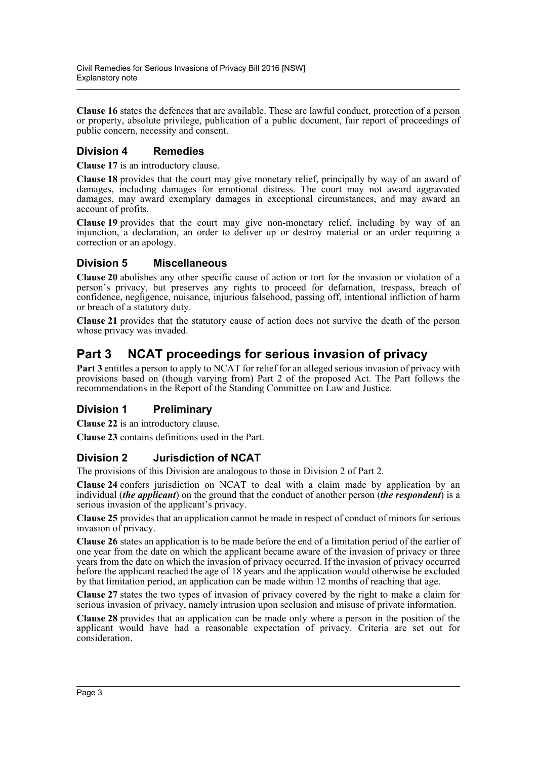**Clause 16** states the defences that are available. These are lawful conduct, protection of a person or property, absolute privilege, publication of a public document, fair report of proceedings of public concern, necessity and consent.

### Division 4 Remedies

**Clause 17** is an introductory clause.

**Clause 18** provides that the court may give monetary relief, principally by way of an award of damages, including damages for emotional distress. The court may not award aggravated damages, may award exemplary damages in exceptional circumstances, and may award an account of profits.

**Clause 19** provides that the court may give non-monetary relief, including by way of an injunction, a declaration, an order to deliver up or destroy material or an order requiring a correction or an apology.

### Division 5 Miscellaneous

**Clause 20** abolishes any other specific cause of action or tort for the invasion or violation of a person's privacy, but preserves any rights to proceed for defamation, trespass, breach of confidence, negligence, nuisance, injurious falsehood, passing off, intentional infliction of harm or breach of a statutory duty.

**Clause 21** provides that the statutory cause of action does not survive the death of the person whose privacy was invaded.

## Part 3 NCAT proceedings for serious invasion of privacy

**Part 3** entitles a person to apply to NCAT for relief for an alleged serious invasion of privacy with provisions based on (though varying from) Part 2 of the proposed Act. The Part follows the recommendations in the Report of the Standing Committee on Law and Justice.

### Division 1 Preliminary

**Clause 22** is an introductory clause.

**Clause 23** contains definitions used in the Part.

### Division 2 Jurisdiction of NCAT

The provisions of this Division are analogous to those in Division 2 of Part 2.

**Clause 24** confers jurisdiction on NCAT to deal with a claim made by application by an individual (***the applicant***) on the ground that the conduct of another person (***the respondent***) is a serious invasion of the applicant's privacy.

**Clause 25** provides that an application cannot be made in respect of conduct of minors for serious invasion of privacy.

**Clause 26** states an application is to be made before the end of a limitation period of the earlier of one year from the date on which the applicant became aware of the invasion of privacy or three years from the date on which the invasion of privacy occurred. If the invasion of privacy occurred before the applicant reached the age of 18 years and the application would otherwise be excluded by that limitation period, an application can be made within 12 months of reaching that age.

**Clause 27** states the two types of invasion of privacy covered by the right to make a claim for serious invasion of privacy, namely intrusion upon seclusion and misuse of private information.

**Clause 28** provides that an application can be made only where a person in the position of the applicant would have had a reasonable expectation of privacy. Criteria are set out for consideration.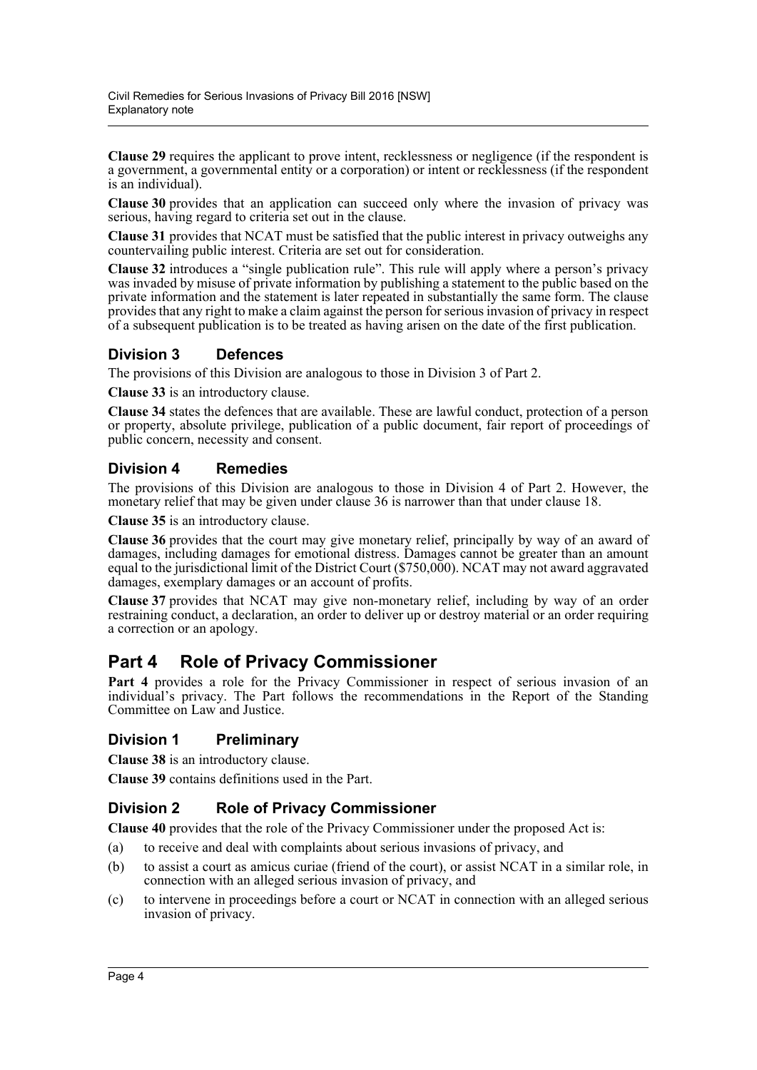**Clause 29** requires the applicant to prove intent, recklessness or negligence (if the respondent is a government, a governmental entity or a corporation) or intent or recklessness (if the respondent is an individual).

**Clause 30** provides that an application can succeed only where the invasion of privacy was serious, having regard to criteria set out in the clause.

**Clause 31** provides that NCAT must be satisfied that the public interest in privacy outweighs any countervailing public interest. Criteria are set out for consideration.

**Clause 32** introduces a "single publication rule". This rule will apply where a person's privacy was invaded by misuse of private information by publishing a statement to the public based on the private information and the statement is later repeated in substantially the same form. The clause provides that any right to make a claim against the person for serious invasion of privacy in respect of a subsequent publication is to be treated as having arisen on the date of the first publication.

### Division 3 Defences

The provisions of this Division are analogous to those in Division 3 of Part 2.

**Clause 33** is an introductory clause.

**Clause 34** states the defences that are available. These are lawful conduct, protection of a person or property, absolute privilege, publication of a public document, fair report of proceedings of public concern, necessity and consent.

### Division 4 Remedies

The provisions of this Division are analogous to those in Division 4 of Part 2. However, the monetary relief that may be given under clause 36 is narrower than that under clause 18.

**Clause 35** is an introductory clause.

**Clause 36** provides that the court may give monetary relief, principally by way of an award of damages, including damages for emotional distress. Damages cannot be greater than an amount equal to the jurisdictional limit of the District Court ($750,000). NCAT may not award aggravated damages, exemplary damages or an account of profits.

**Clause 37** provides that NCAT may give non-monetary relief, including by way of an order restraining conduct, a declaration, an order to deliver up or destroy material or an order requiring a correction or an apology.

## Part 4 Role of Privacy Commissioner

**Part 4** provides a role for the Privacy Commissioner in respect of serious invasion of an individual's privacy. The Part follows the recommendations in the Report of the Standing Committee on Law and Justice.

### Division 1 Preliminary

**Clause 38** is an introductory clause.

**Clause 39** contains definitions used in the Part.

### Division 2 Role of Privacy Commissioner

**Clause 40** provides that the role of the Privacy Commissioner under the proposed Act is:

(a) to receive and deal with complaints about serious invasions of privacy, and

(b) to assist a court as amicus curiae (friend of the court), or assist NCAT in a similar role, in connection with an alleged serious invasion of privacy, and

(c) to intervene in proceedings before a court or NCAT in connection with an alleged serious invasion of privacy.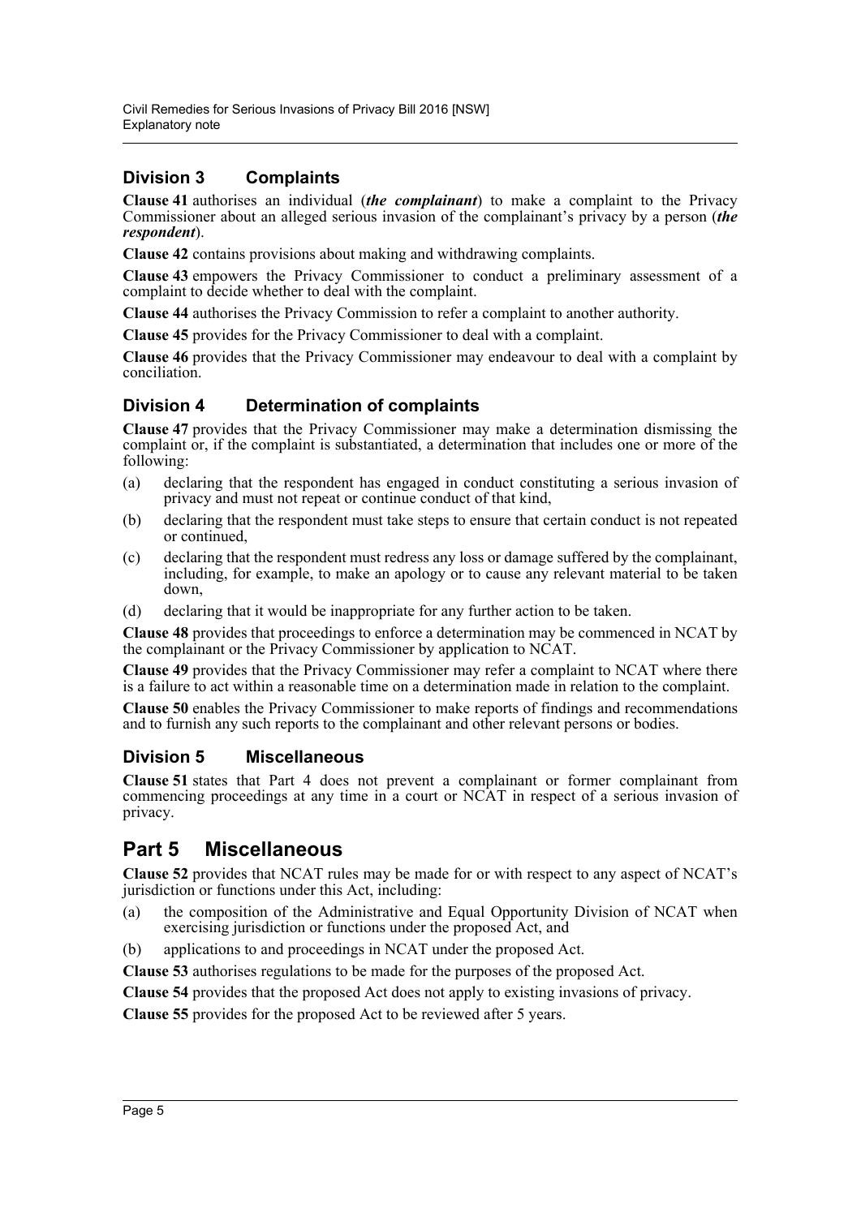## Division 3 Complaints

**Clause 41** authorises an individual (***the complainant***) to make a complaint to the Privacy Commissioner about an alleged serious invasion of the complainant's privacy by a person (***the respondent***).

**Clause 42** contains provisions about making and withdrawing complaints.

**Clause 43** empowers the Privacy Commissioner to conduct a preliminary assessment of a complaint to decide whether to deal with the complaint.

**Clause 44** authorises the Privacy Commission to refer a complaint to another authority.

**Clause 45** provides for the Privacy Commissioner to deal with a complaint.

**Clause 46** provides that the Privacy Commissioner may endeavour to deal with a complaint by conciliation.

## Division 4 Determination of complaints

**Clause 47** provides that the Privacy Commissioner may make a determination dismissing the complaint or, if the complaint is substantiated, a determination that includes one or more of the following:

(a) declaring that the respondent has engaged in conduct constituting a serious invasion of privacy and must not repeat or continue conduct of that kind,

(b) declaring that the respondent must take steps to ensure that certain conduct is not repeated or continued,

(c) declaring that the respondent must redress any loss or damage suffered by the complainant, including, for example, to make an apology or to cause any relevant material to be taken down,

(d) declaring that it would be inappropriate for any further action to be taken.

**Clause 48** provides that proceedings to enforce a determination may be commenced in NCAT by the complainant or the Privacy Commissioner by application to NCAT.

**Clause 49** provides that the Privacy Commissioner may refer a complaint to NCAT where there is a failure to act within a reasonable time on a determination made in relation to the complaint.

**Clause 50** enables the Privacy Commissioner to make reports of findings and recommendations and to furnish any such reports to the complainant and other relevant persons or bodies.

## Division 5 Miscellaneous

**Clause 51** states that Part 4 does not prevent a complainant or former complainant from commencing proceedings at any time in a court or NCAT in respect of a serious invasion of privacy.

# Part 5 Miscellaneous

**Clause 52** provides that NCAT rules may be made for or with respect to any aspect of NCAT's jurisdiction or functions under this Act, including:

(a) the composition of the Administrative and Equal Opportunity Division of NCAT when exercising jurisdiction or functions under the proposed Act, and

(b) applications to and proceedings in NCAT under the proposed Act.

**Clause 53** authorises regulations to be made for the purposes of the proposed Act.

**Clause 54** provides that the proposed Act does not apply to existing invasions of privacy.

**Clause 55** provides for the proposed Act to be reviewed after 5 years.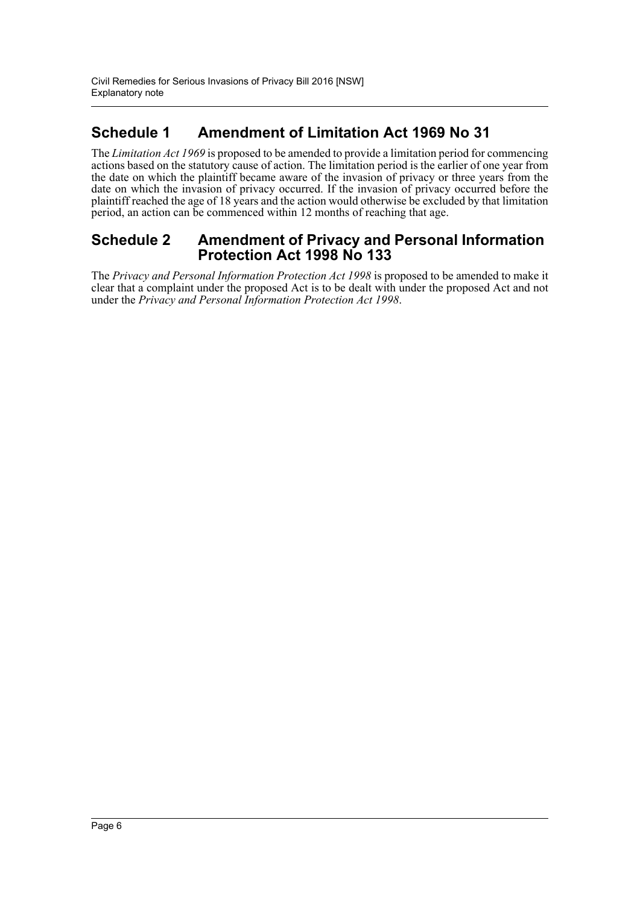## Schedule 1 Amendment of Limitation Act 1969 No 31

The *Limitation Act 1969* is proposed to be amended to provide a limitation period for commencing actions based on the statutory cause of action. The limitation period is the earlier of one year from the date on which the plaintiff became aware of the invasion of privacy or three years from the date on which the invasion of privacy occurred. If the invasion of privacy occurred before the plaintiff reached the age of 18 years and the action would otherwise be excluded by that limitation period, an action can be commenced within 12 months of reaching that age.

## Schedule 2 Amendment of Privacy and Personal Information Protection Act 1998 No 133

The *Privacy and Personal Information Protection Act 1998* is proposed to be amended to make it clear that a complaint under the proposed Act is to be dealt with under the proposed Act and not under the *Privacy and Personal Information Protection Act 1998*.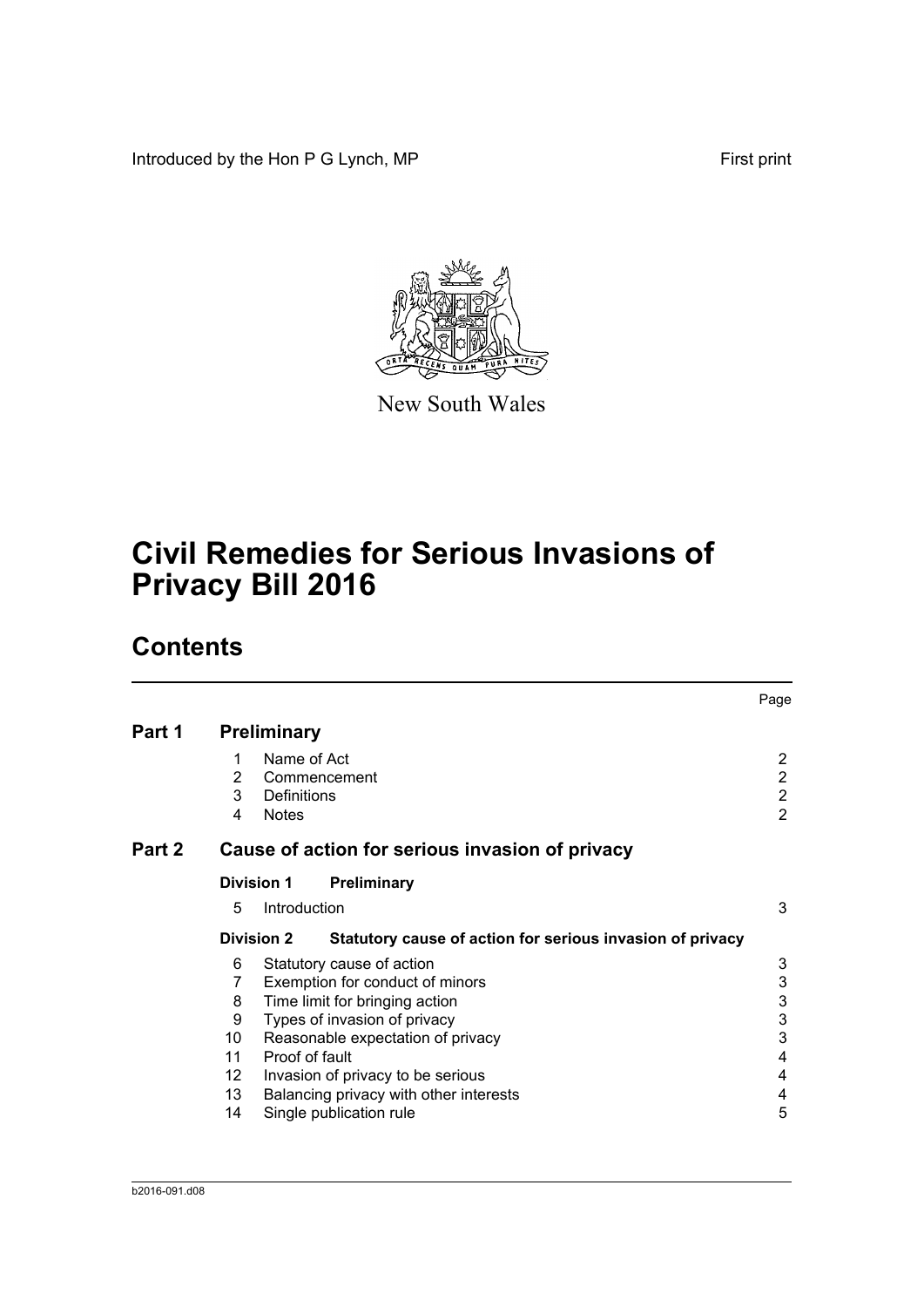Introduced by the Hon P G Lynch, MP First print

New South Wales

# Civil Remedies for Serious Invasions of Privacy Bill 2016

## Contents

| | | | Page |
|---|---|---|---|
| **Part 1** | **Preliminary** | | |
| | 1 | Name of Act | 2 |
| | 2 | Commencement | 2 |
| | 3 | Definitions | 2 |
| | 4 | Notes | 2 |
| **Part 2** | **Cause of action for serious invasion of privacy** | | |
| | **Division 1** | **Preliminary** | |
| | 5 | Introduction | 3 |
| | **Division 2** | **Statutory cause of action for serious invasion of privacy** | |
| | 6 | Statutory cause of action | 3 |
| | 7 | Exemption for conduct of minors | 3 |
| | 8 | Time limit for bringing action | 3 |
| | 9 | Types of invasion of privacy | 3 |
| | 10 | Reasonable expectation of privacy | 3 |
| | 11 | Proof of fault | 4 |
| | 12 | Invasion of privacy to be serious | 4 |
| | 13 | Balancing privacy with other interests | 4 |
| | 14 | Single publication rule | 5 |

b2016-091.d08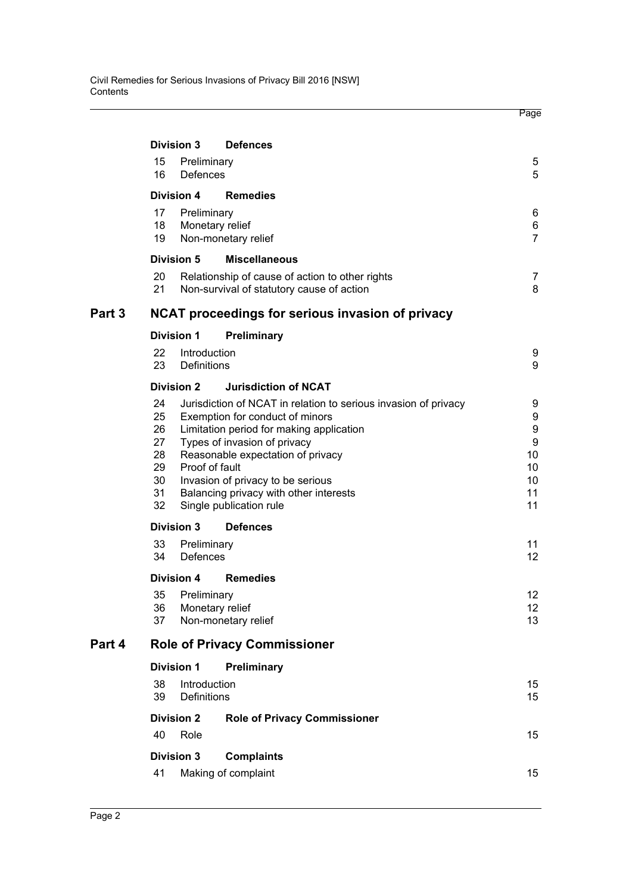| | | | Page |
|---|---|---|---|
| | **Division 3** | **Defences** | |
| | 15 | Preliminary | 5 |
| | 16 | Defences | 5 |
| | **Division 4** | **Remedies** | |
| | 17 | Preliminary | 6 |
| | 18 | Monetary relief | 6 |
| | 19 | Non-monetary relief | 7 |
| | **Division 5** | **Miscellaneous** | |
| | 20 | Relationship of cause of action to other rights | 7 |
| | 21 | Non-survival of statutory cause of action | 8 |
| **Part 3** | **NCAT proceedings for serious invasion of privacy** | | |
| | **Division 1** | **Preliminary** | |
| | 22 | Introduction | 9 |
| | 23 | Definitions | 9 |
| | **Division 2** | **Jurisdiction of NCAT** | |
| | 24 | Jurisdiction of NCAT in relation to serious invasion of privacy | 9 |
| | 25 | Exemption for conduct of minors | 9 |
| | 26 | Limitation period for making application | 9 |
| | 27 | Types of invasion of privacy | 9 |
| | 28 | Reasonable expectation of privacy | 10 |
| | 29 | Proof of fault | 10 |
| | 30 | Invasion of privacy to be serious | 10 |
| | 31 | Balancing privacy with other interests | 11 |
| | 32 | Single publication rule | 11 |
| | **Division 3** | **Defences** | |
| | 33 | Preliminary | 11 |
| | 34 | Defences | 12 |
| | **Division 4** | **Remedies** | |
| | 35 | Preliminary | 12 |
| | 36 | Monetary relief | 12 |
| | 37 | Non-monetary relief | 13 |
| **Part 4** | **Role of Privacy Commissioner** | | |
| | **Division 1** | **Preliminary** | |
| | 38 | Introduction | 15 |
| | 39 | Definitions | 15 |
| | **Division 2** | **Role of Privacy Commissioner** | |
| | 40 | Role | 15 |
| | **Division 3** | **Complaints** | |
| | 41 | Making of complaint | 15 |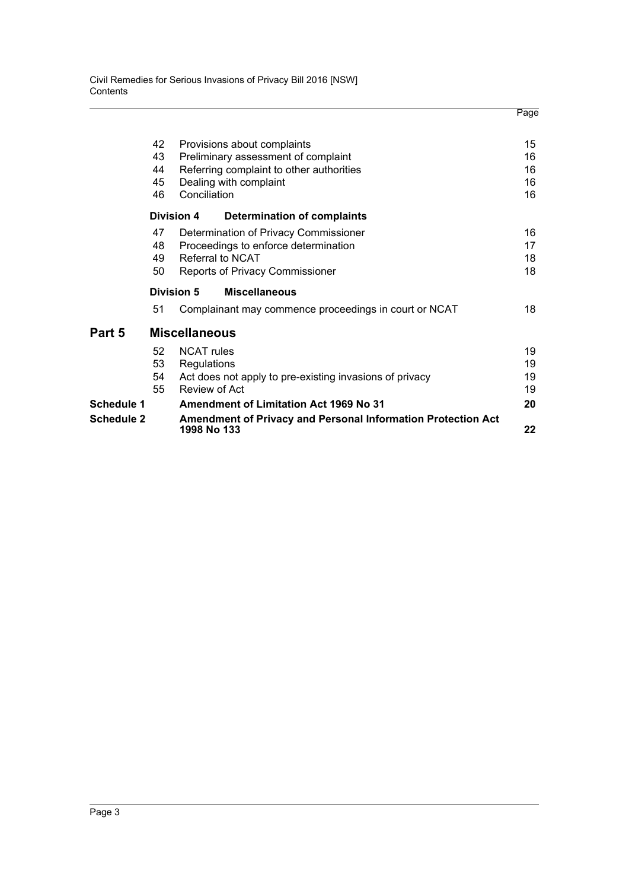| | | | Page |
|---|---|---|---|
| | 42 | Provisions about complaints | 15 |
| | 43 | Preliminary assessment of complaint | 16 |
| | 44 | Referring complaint to other authorities | 16 |
| | 45 | Dealing with complaint | 16 |
| | 46 | Conciliation | 16 |
| | **Division 4** | **Determination of complaints** | |
| | 47 | Determination of Privacy Commissioner | 16 |
| | 48 | Proceedings to enforce determination | 17 |
| | 49 | Referral to NCAT | 18 |
| | 50 | Reports of Privacy Commissioner | 18 |
| | **Division 5** | **Miscellaneous** | |
| | 51 | Complainant may commence proceedings in court or NCAT | 18 |
| **Part 5** | | **Miscellaneous** | |
| | 52 | NCAT rules | 19 |
| | 53 | Regulations | 19 |
| | 54 | Act does not apply to pre-existing invasions of privacy | 19 |
| | 55 | Review of Act | 19 |
| **Schedule 1** | | **Amendment of Limitation Act 1969 No 31** | **20** |
| **Schedule 2** | | **Amendment of Privacy and Personal Information Protection Act 1998 No 133** | **22** |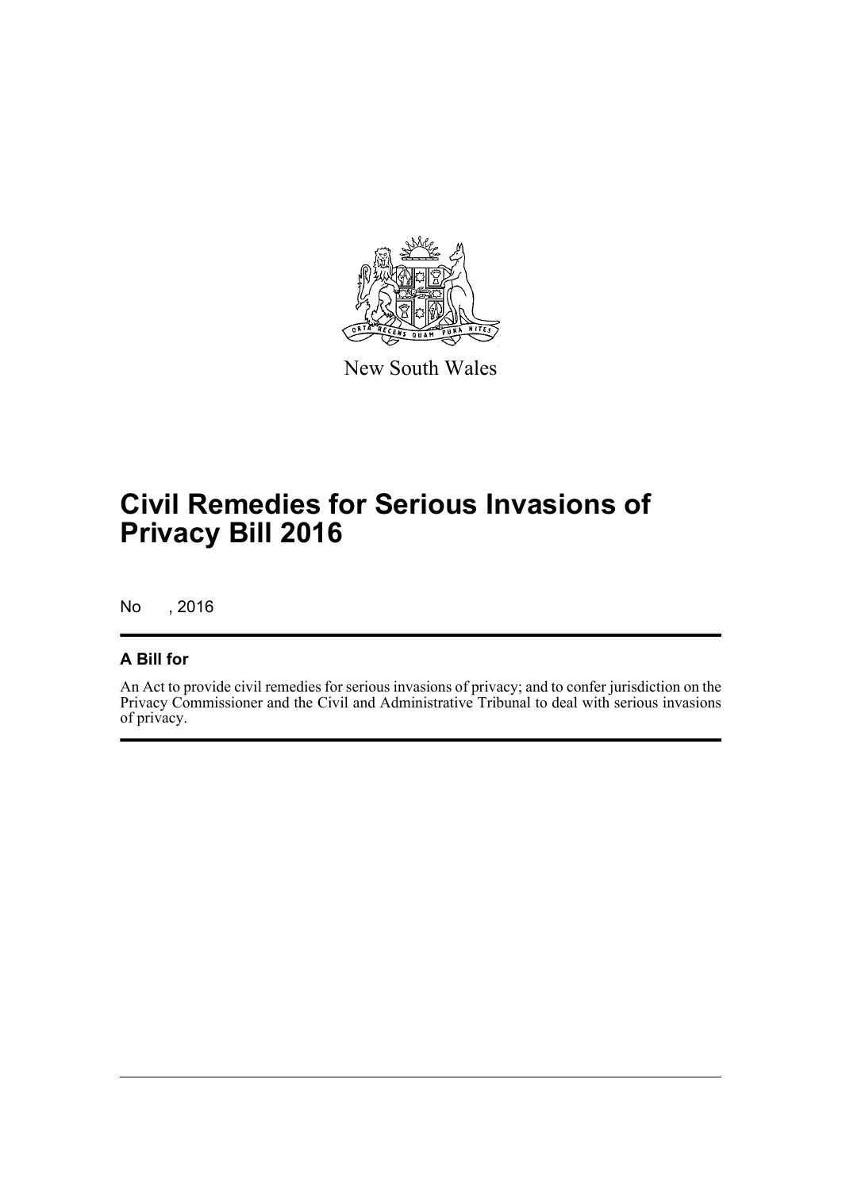New South Wales

# Civil Remedies for Serious Invasions of Privacy Bill 2016

No , 2016

## A Bill for

An Act to provide civil remedies for serious invasions of privacy; and to confer jurisdiction on the Privacy Commissioner and the Civil and Administrative Tribunal to deal with serious invasions of privacy.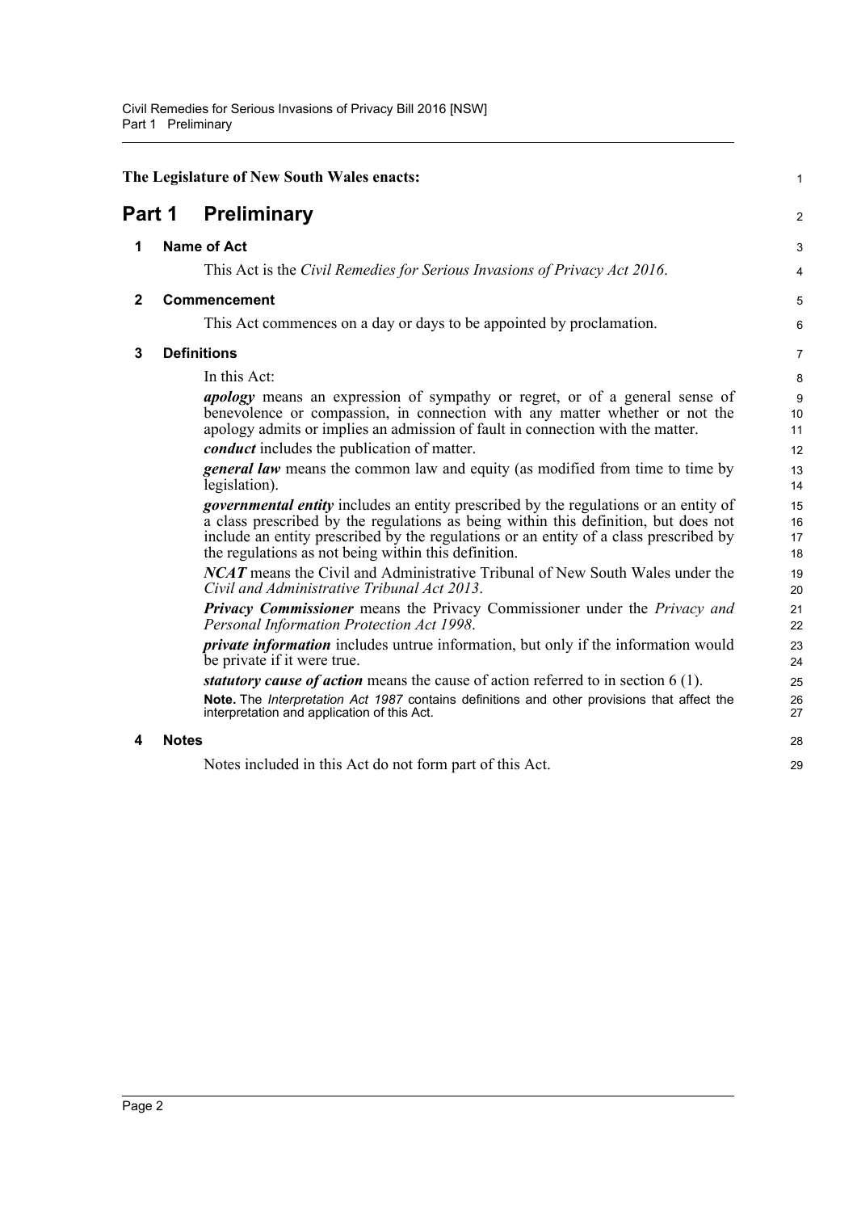The Legislature of New South Wales enacts:

# Part 1 Preliminary

## 1 Name of Act

This Act is the *Civil Remedies for Serious Invasions of Privacy Act 2016*.

## 2 Commencement

This Act commences on a day or days to be appointed by proclamation.

## 3 Definitions

In this Act:

***apology*** means an expression of sympathy or regret, or of a general sense of benevolence or compassion, in connection with any matter whether or not the apology admits or implies an admission of fault in connection with the matter.

***conduct*** includes the publication of matter.

***general law*** means the common law and equity (as modified from time to time by legislation).

***governmental entity*** includes an entity prescribed by the regulations or an entity of a class prescribed by the regulations as being within this definition, but does not include an entity prescribed by the regulations or an entity of a class prescribed by the regulations as not being within this definition.

***NCAT*** means the Civil and Administrative Tribunal of New South Wales under the *Civil and Administrative Tribunal Act 2013*.

***Privacy Commissioner*** means the Privacy Commissioner under the *Privacy and Personal Information Protection Act 1998*.

***private information*** includes untrue information, but only if the information would be private if it were true.

***statutory cause of action*** means the cause of action referred to in section 6 (1).

**Note.** The *Interpretation Act 1987* contains definitions and other provisions that affect the interpretation and application of this Act.

## 4 Notes

Notes included in this Act do not form part of this Act.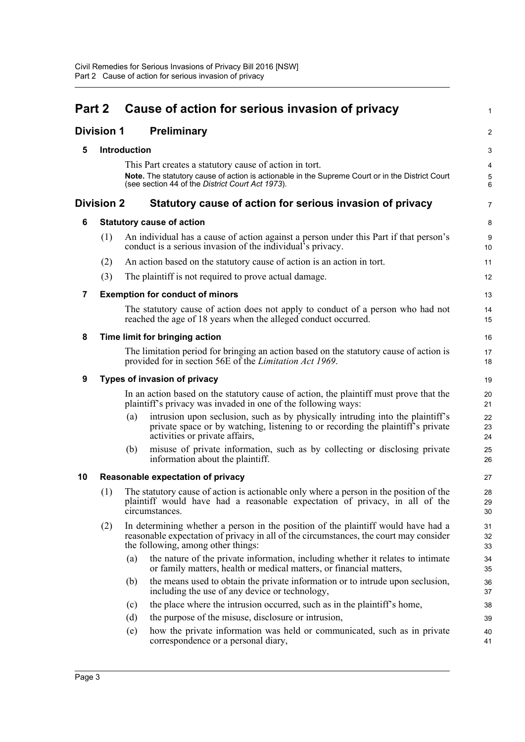# Part 2 Cause of action for serious invasion of privacy

## Division 1 Preliminary

### 5 Introduction

This Part creates a statutory cause of action in tort.

**Note.** The statutory cause of action is actionable in the Supreme Court or in the District Court (see section 44 of the *District Court Act 1973*).

## Division 2 Statutory cause of action for serious invasion of privacy

### 6 Statutory cause of action

(1) An individual has a cause of action against a person under this Part if that person's conduct is a serious invasion of the individual's privacy.

(2) An action based on the statutory cause of action is an action in tort.

(3) The plaintiff is not required to prove actual damage.

### 7 Exemption for conduct of minors

The statutory cause of action does not apply to conduct of a person who had not reached the age of 18 years when the alleged conduct occurred.

### 8 Time limit for bringing action

The limitation period for bringing an action based on the statutory cause of action is provided for in section 56E of the *Limitation Act 1969*.

### 9 Types of invasion of privacy

In an action based on the statutory cause of action, the plaintiff must prove that the plaintiff's privacy was invaded in one of the following ways:

(a) intrusion upon seclusion, such as by physically intruding into the plaintiff's private space or by watching, listening to or recording the plaintiff's private activities or private affairs,

(b) misuse of private information, such as by collecting or disclosing private information about the plaintiff.

### 10 Reasonable expectation of privacy

(1) The statutory cause of action is actionable only where a person in the position of the plaintiff would have had a reasonable expectation of privacy, in all of the circumstances.

(2) In determining whether a person in the position of the plaintiff would have had a reasonable expectation of privacy in all of the circumstances, the court may consider the following, among other things:

(a) the nature of the private information, including whether it relates to intimate or family matters, health or medical matters, or financial matters,

(b) the means used to obtain the private information or to intrude upon seclusion, including the use of any device or technology,

(c) the place where the intrusion occurred, such as in the plaintiff's home,

(d) the purpose of the misuse, disclosure or intrusion,

(e) how the private information was held or communicated, such as in private correspondence or a personal diary,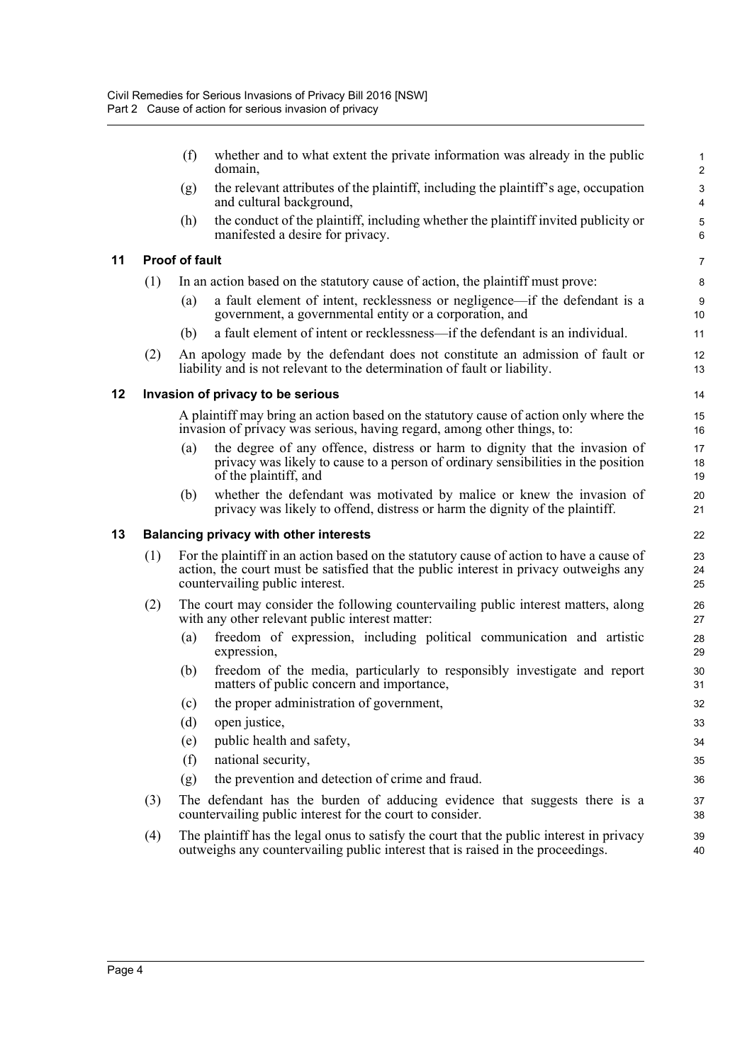(f) whether and to what extent the private information was already in the public domain,

(g) the relevant attributes of the plaintiff, including the plaintiff's age, occupation and cultural background,

(h) the conduct of the plaintiff, including whether the plaintiff invited publicity or manifested a desire for privacy.

## 11 Proof of fault

(1) In an action based on the statutory cause of action, the plaintiff must prove:

(a) a fault element of intent, recklessness or negligence—if the defendant is a government, a governmental entity or a corporation, and

(b) a fault element of intent or recklessness—if the defendant is an individual.

(2) An apology made by the defendant does not constitute an admission of fault or liability and is not relevant to the determination of fault or liability.

## 12 Invasion of privacy to be serious

A plaintiff may bring an action based on the statutory cause of action only where the invasion of privacy was serious, having regard, among other things, to:

(a) the degree of any offence, distress or harm to dignity that the invasion of privacy was likely to cause to a person of ordinary sensibilities in the position of the plaintiff, and

(b) whether the defendant was motivated by malice or knew the invasion of privacy was likely to offend, distress or harm the dignity of the plaintiff.

## 13 Balancing privacy with other interests

(1) For the plaintiff in an action based on the statutory cause of action to have a cause of action, the court must be satisfied that the public interest in privacy outweighs any countervailing public interest.

(2) The court may consider the following countervailing public interest matters, along with any other relevant public interest matter:

(a) freedom of expression, including political communication and artistic expression,

(b) freedom of the media, particularly to responsibly investigate and report matters of public concern and importance,

(c) the proper administration of government,

(d) open justice,

(e) public health and safety,

(f) national security,

(g) the prevention and detection of crime and fraud.

(3) The defendant has the burden of adducing evidence that suggests there is a countervailing public interest for the court to consider.

(4) The plaintiff has the legal onus to satisfy the court that the public interest in privacy outweighs any countervailing public interest that is raised in the proceedings.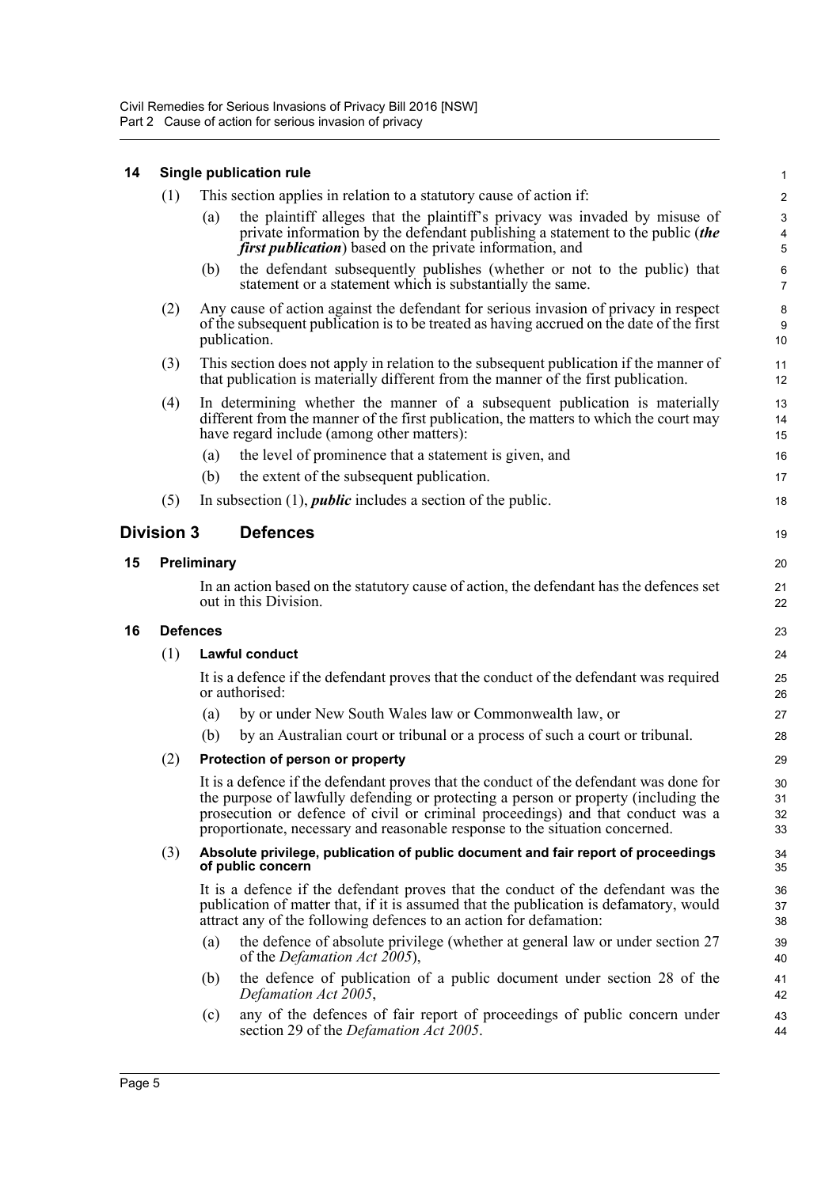### 14 Single publication rule

(1) This section applies in relation to a statutory cause of action if:

(a) the plaintiff alleges that the plaintiff's privacy was invaded by misuse of private information by the defendant publishing a statement to the public (***the first publication***) based on the private information, and

(b) the defendant subsequently publishes (whether or not to the public) that statement or a statement which is substantially the same.

(2) Any cause of action against the defendant for serious invasion of privacy in respect of the subsequent publication is to be treated as having accrued on the date of the first publication.

(3) This section does not apply in relation to the subsequent publication if the manner of that publication is materially different from the manner of the first publication.

(4) In determining whether the manner of a subsequent publication is materially different from the manner of the first publication, the matters to which the court may have regard include (among other matters):

(a) the level of prominence that a statement is given, and

(b) the extent of the subsequent publication.

(5) In subsection (1), ***public*** includes a section of the public.

## Division 3 Defences

### 15 Preliminary

In an action based on the statutory cause of action, the defendant has the defences set out in this Division.

### 16 Defences

(1) **Lawful conduct**

It is a defence if the defendant proves that the conduct of the defendant was required or authorised:

(a) by or under New South Wales law or Commonwealth law, or

(b) by an Australian court or tribunal or a process of such a court or tribunal.

(2) **Protection of person or property**

It is a defence if the defendant proves that the conduct of the defendant was done for the purpose of lawfully defending or protecting a person or property (including the prosecution or defence of civil or criminal proceedings) and that conduct was a proportionate, necessary and reasonable response to the situation concerned.

(3) **Absolute privilege, publication of public document and fair report of proceedings of public concern**

It is a defence if the defendant proves that the conduct of the defendant was the publication of matter that, if it is assumed that the publication is defamatory, would attract any of the following defences to an action for defamation:

(a) the defence of absolute privilege (whether at general law or under section 27 of the *Defamation Act 2005*),

(b) the defence of publication of a public document under section 28 of the *Defamation Act 2005*,

(c) any of the defences of fair report of proceedings of public concern under section 29 of the *Defamation Act 2005*.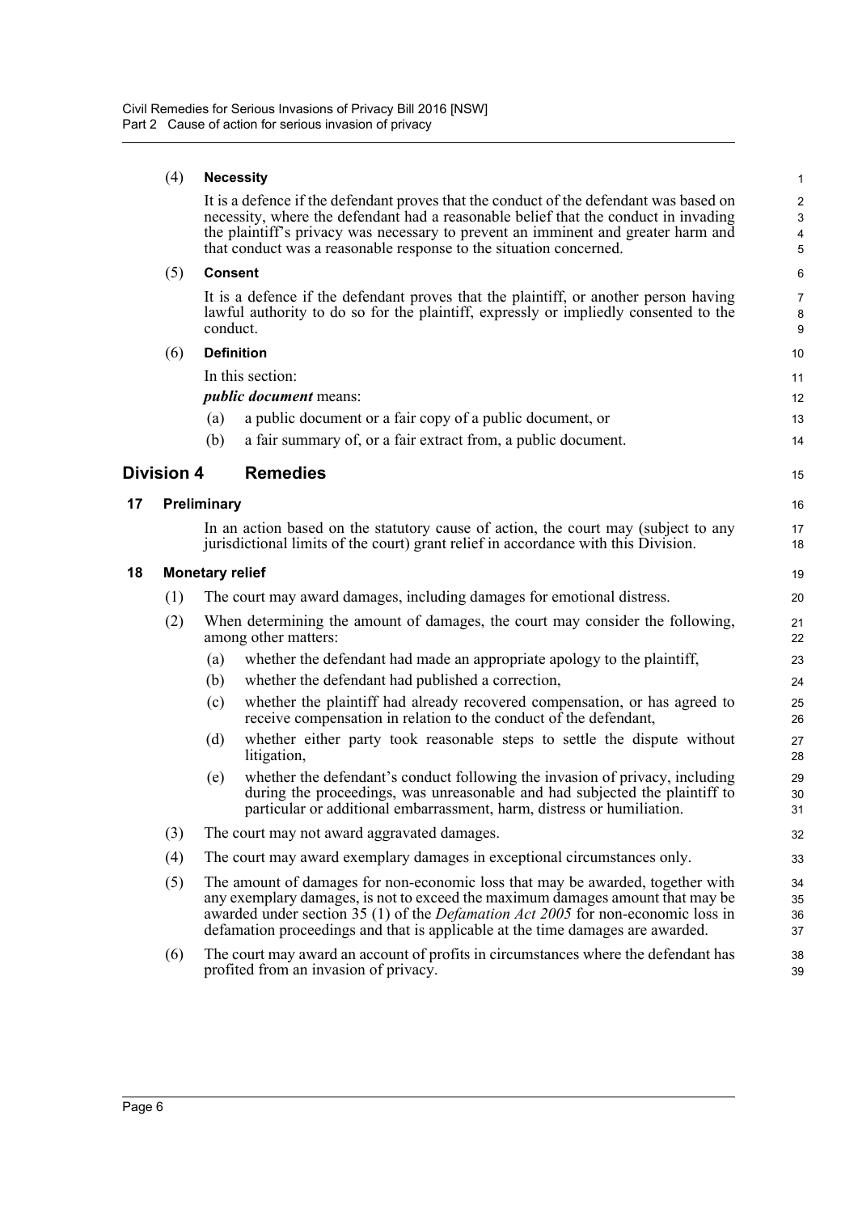(4) **Necessity**

It is a defence if the defendant proves that the conduct of the defendant was based on necessity, where the defendant had a reasonable belief that the conduct in invading the plaintiff's privacy was necessary to prevent an imminent and greater harm and that conduct was a reasonable response to the situation concerned.

(5) **Consent**

It is a defence if the defendant proves that the plaintiff, or another person having lawful authority to do so for the plaintiff, expressly or impliedly consented to the conduct.

(6) **Definition**

In this section:

***public document*** means:

(a) a public document or a fair copy of a public document, or

(b) a fair summary of, or a fair extract from, a public document.

## Division 4 Remedies

### 17 Preliminary

In an action based on the statutory cause of action, the court may (subject to any jurisdictional limits of the court) grant relief in accordance with this Division.

### 18 Monetary relief

(1) The court may award damages, including damages for emotional distress.

(2) When determining the amount of damages, the court may consider the following, among other matters:

(a) whether the defendant had made an appropriate apology to the plaintiff,

(b) whether the defendant had published a correction,

(c) whether the plaintiff had already recovered compensation, or has agreed to receive compensation in relation to the conduct of the defendant,

(d) whether either party took reasonable steps to settle the dispute without litigation,

(e) whether the defendant's conduct following the invasion of privacy, including during the proceedings, was unreasonable and had subjected the plaintiff to particular or additional embarrassment, harm, distress or humiliation.

(3) The court may not award aggravated damages.

(4) The court may award exemplary damages in exceptional circumstances only.

(5) The amount of damages for non-economic loss that may be awarded, together with any exemplary damages, is not to exceed the maximum damages amount that may be awarded under section 35 (1) of the *Defamation Act 2005* for non-economic loss in defamation proceedings and that is applicable at the time damages are awarded.

(6) The court may award an account of profits in circumstances where the defendant has profited from an invasion of privacy.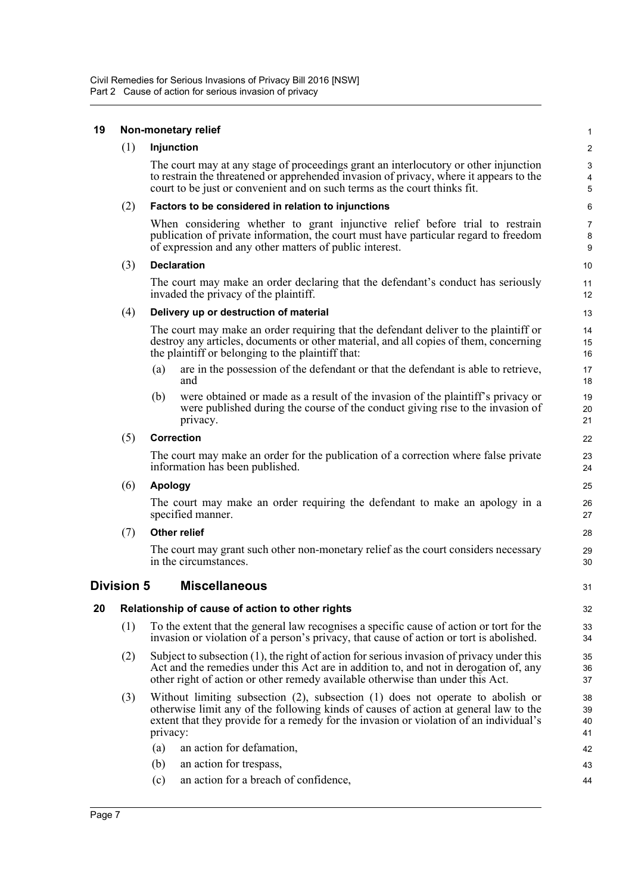### 19 Non-monetary relief

(1) **Injunction**

The court may at any stage of proceedings grant an interlocutory or other injunction to restrain the threatened or apprehended invasion of privacy, where it appears to the court to be just or convenient and on such terms as the court thinks fit.

(2) **Factors to be considered in relation to injunctions**

When considering whether to grant injunctive relief before trial to restrain publication of private information, the court must have particular regard to freedom of expression and any other matters of public interest.

(3) **Declaration**

The court may make an order declaring that the defendant's conduct has seriously invaded the privacy of the plaintiff.

(4) **Delivery up or destruction of material**

The court may make an order requiring that the defendant deliver to the plaintiff or destroy any articles, documents or other material, and all copies of them, concerning the plaintiff or belonging to the plaintiff that:

- (a) are in the possession of the defendant or that the defendant is able to retrieve, and
- (b) were obtained or made as a result of the invasion of the plaintiff's privacy or were published during the course of the conduct giving rise to the invasion of privacy.

(5) **Correction**

The court may make an order for the publication of a correction where false private information has been published.

(6) **Apology**

The court may make an order requiring the defendant to make an apology in a specified manner.

(7) **Other relief**

The court may grant such other non-monetary relief as the court considers necessary in the circumstances.

## Division 5 Miscellaneous

### 20 Relationship of cause of action to other rights

(1) To the extent that the general law recognises a specific cause of action or tort for the invasion or violation of a person's privacy, that cause of action or tort is abolished.

(2) Subject to subsection (1), the right of action for serious invasion of privacy under this Act and the remedies under this Act are in addition to, and not in derogation of, any other right of action or other remedy available otherwise than under this Act.

(3) Without limiting subsection (2), subsection (1) does not operate to abolish or otherwise limit any of the following kinds of causes of action at general law to the extent that they provide for a remedy for the invasion or violation of an individual's privacy:

- (a) an action for defamation,
- (b) an action for trespass,
- (c) an action for a breach of confidence,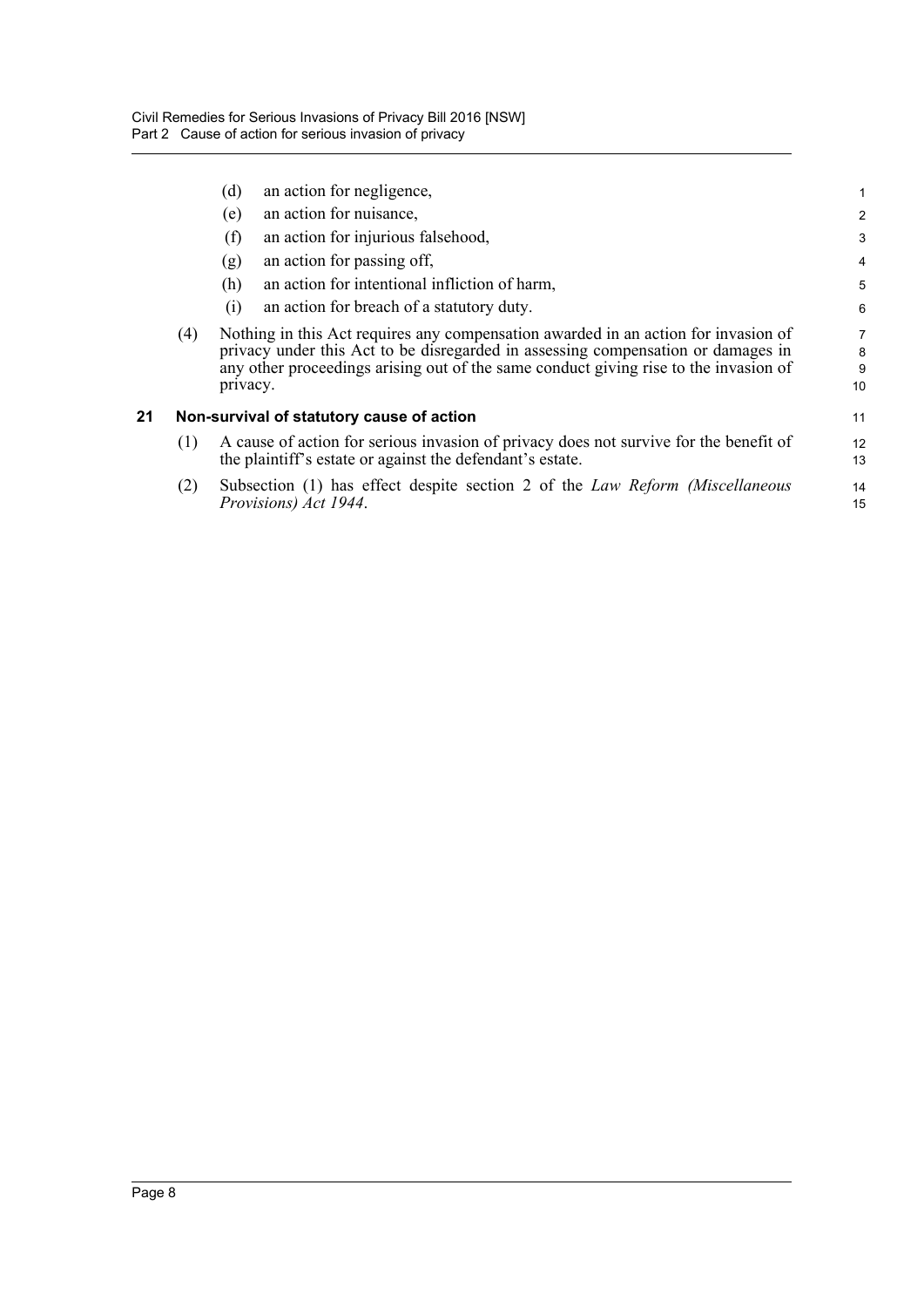(d) an action for negligence,

(e) an action for nuisance,

(f) an action for injurious falsehood,

(g) an action for passing off,

(h) an action for intentional infliction of harm,

(i) an action for breach of a statutory duty.

(4) Nothing in this Act requires any compensation awarded in an action for invasion of privacy under this Act to be disregarded in assessing compensation or damages in any other proceedings arising out of the same conduct giving rise to the invasion of privacy.

## 21 Non-survival of statutory cause of action

(1) A cause of action for serious invasion of privacy does not survive for the benefit of the plaintiff's estate or against the defendant's estate.

(2) Subsection (1) has effect despite section 2 of the *Law Reform (Miscellaneous Provisions) Act 1944*.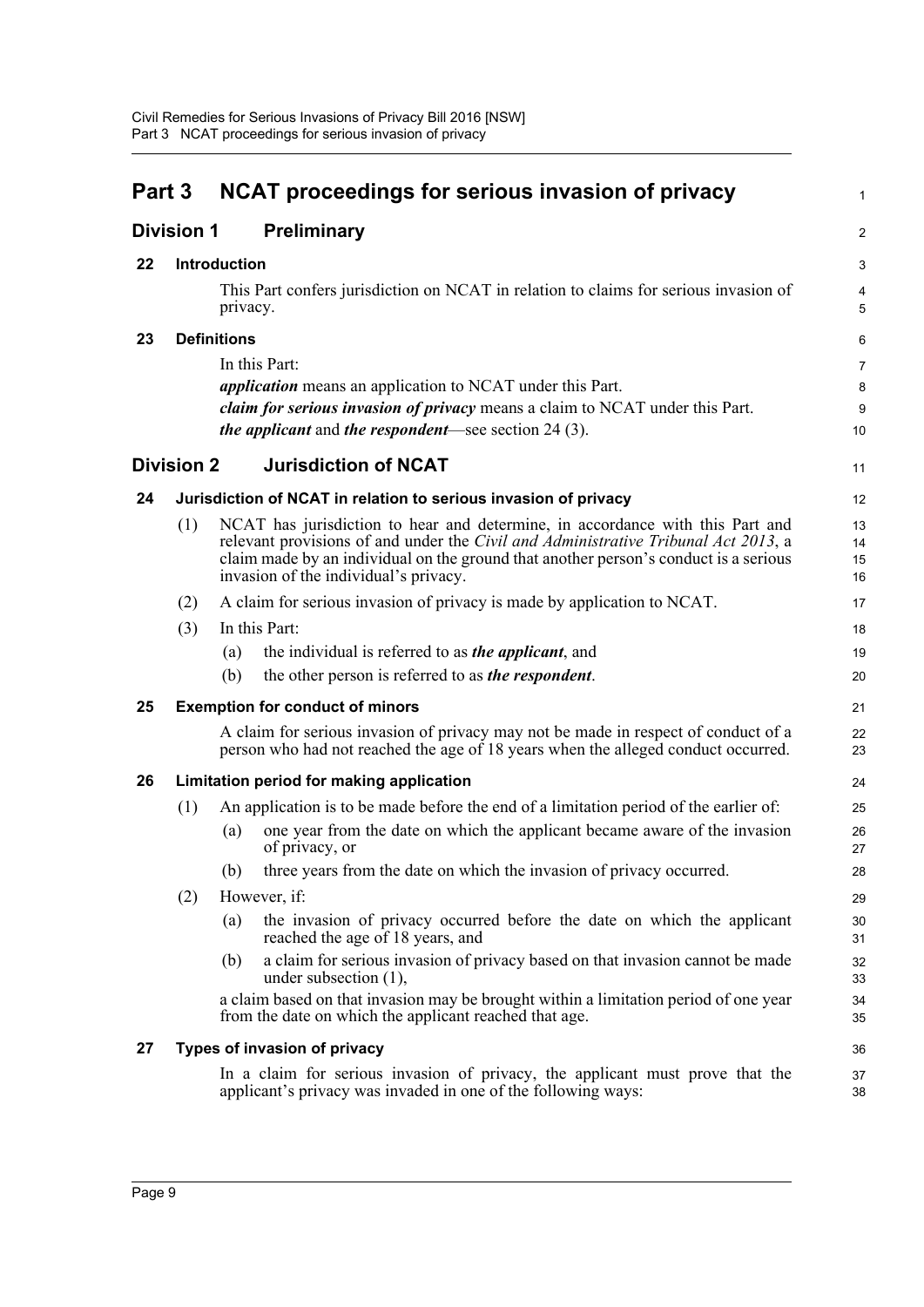# Part 3 NCAT proceedings for serious invasion of privacy

## Division 1 Preliminary

### 22 Introduction

This Part confers jurisdiction on NCAT in relation to claims for serious invasion of privacy.

### 23 Definitions

In this Part:

***application*** means an application to NCAT under this Part.

***claim for serious invasion of privacy*** means a claim to NCAT under this Part.

***the applicant*** and ***the respondent***—see section 24 (3).

## Division 2 Jurisdiction of NCAT

### 24 Jurisdiction of NCAT in relation to serious invasion of privacy

(1) NCAT has jurisdiction to hear and determine, in accordance with this Part and relevant provisions of and under the *Civil and Administrative Tribunal Act 2013*, a claim made by an individual on the ground that another person's conduct is a serious invasion of the individual's privacy.

(2) A claim for serious invasion of privacy is made by application to NCAT.

(3) In this Part:

(a) the individual is referred to as ***the applicant***, and

(b) the other person is referred to as ***the respondent***.

### 25 Exemption for conduct of minors

A claim for serious invasion of privacy may not be made in respect of conduct of a person who had not reached the age of 18 years when the alleged conduct occurred.

### 26 Limitation period for making application

(1) An application is to be made before the end of a limitation period of the earlier of:

(a) one year from the date on which the applicant became aware of the invasion of privacy, or

(b) three years from the date on which the invasion of privacy occurred.

(2) However, if:

(a) the invasion of privacy occurred before the date on which the applicant reached the age of 18 years, and

(b) a claim for serious invasion of privacy based on that invasion cannot be made under subsection (1),

a claim based on that invasion may be brought within a limitation period of one year from the date on which the applicant reached that age.

### 27 Types of invasion of privacy

In a claim for serious invasion of privacy, the applicant must prove that the applicant's privacy was invaded in one of the following ways: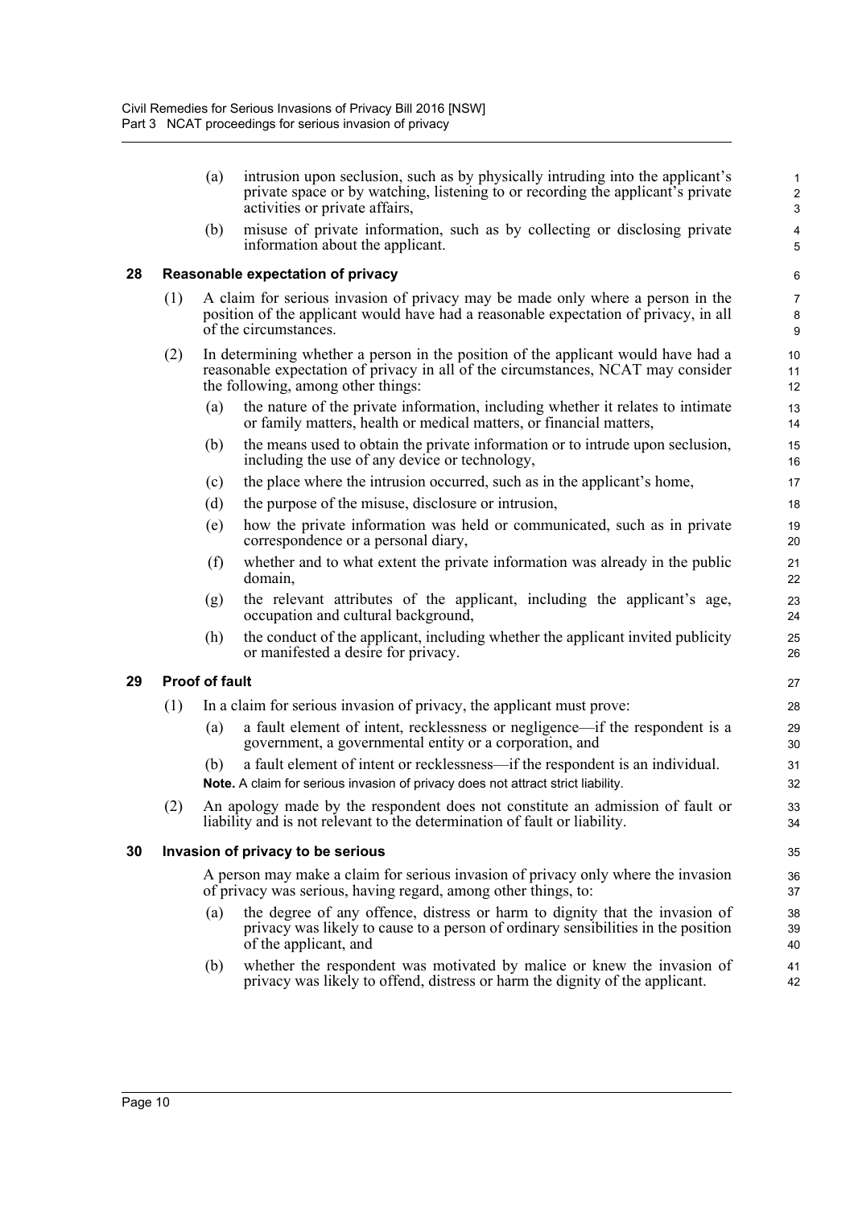(a) intrusion upon seclusion, such as by physically intruding into the applicant's private space or by watching, listening to or recording the applicant's private activities or private affairs,

(b) misuse of private information, such as by collecting or disclosing private information about the applicant.

### 28 Reasonable expectation of privacy

(1) A claim for serious invasion of privacy may be made only where a person in the position of the applicant would have had a reasonable expectation of privacy, in all of the circumstances.

(2) In determining whether a person in the position of the applicant would have had a reasonable expectation of privacy in all of the circumstances, NCAT may consider the following, among other things:

(a) the nature of the private information, including whether it relates to intimate or family matters, health or medical matters, or financial matters,

(b) the means used to obtain the private information or to intrude upon seclusion, including the use of any device or technology,

(c) the place where the intrusion occurred, such as in the applicant's home,

(d) the purpose of the misuse, disclosure or intrusion,

(e) how the private information was held or communicated, such as in private correspondence or a personal diary,

(f) whether and to what extent the private information was already in the public domain,

(g) the relevant attributes of the applicant, including the applicant's age, occupation and cultural background,

(h) the conduct of the applicant, including whether the applicant invited publicity or manifested a desire for privacy.

### 29 Proof of fault

(1) In a claim for serious invasion of privacy, the applicant must prove:

(a) a fault element of intent, recklessness or negligence—if the respondent is a government, a governmental entity or a corporation, and

(b) a fault element of intent or recklessness—if the respondent is an individual.

**Note.** A claim for serious invasion of privacy does not attract strict liability.

(2) An apology made by the respondent does not constitute an admission of fault or liability and is not relevant to the determination of fault or liability.

### 30 Invasion of privacy to be serious

A person may make a claim for serious invasion of privacy only where the invasion of privacy was serious, having regard, among other things, to:

(a) the degree of any offence, distress or harm to dignity that the invasion of privacy was likely to cause to a person of ordinary sensibilities in the position of the applicant, and

(b) whether the respondent was motivated by malice or knew the invasion of privacy was likely to offend, distress or harm the dignity of the applicant.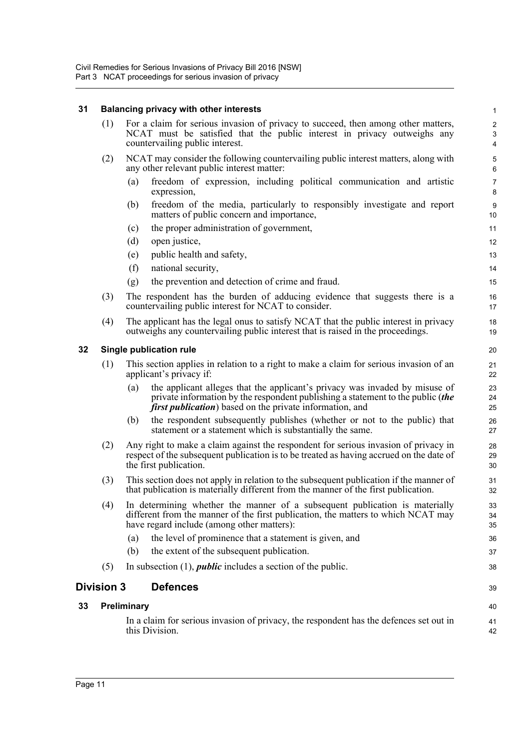### 31 Balancing privacy with other interests

(1) For a claim for serious invasion of privacy to succeed, then among other matters, NCAT must be satisfied that the public interest in privacy outweighs any countervailing public interest.

(2) NCAT may consider the following countervailing public interest matters, along with any other relevant public interest matter:

- (a) freedom of expression, including political communication and artistic expression,
- (b) freedom of the media, particularly to responsibly investigate and report matters of public concern and importance,
- (c) the proper administration of government,
- (d) open justice,
- (e) public health and safety,
- (f) national security,
- (g) the prevention and detection of crime and fraud.

(3) The respondent has the burden of adducing evidence that suggests there is a countervailing public interest for NCAT to consider.

(4) The applicant has the legal onus to satisfy NCAT that the public interest in privacy outweighs any countervailing public interest that is raised in the proceedings.

### 32 Single publication rule

(1) This section applies in relation to a right to make a claim for serious invasion of an applicant's privacy if:

- (a) the applicant alleges that the applicant's privacy was invaded by misuse of private information by the respondent publishing a statement to the public (***the first publication***) based on the private information, and
- (b) the respondent subsequently publishes (whether or not to the public) that statement or a statement which is substantially the same.

(2) Any right to make a claim against the respondent for serious invasion of privacy in respect of the subsequent publication is to be treated as having accrued on the date of the first publication.

(3) This section does not apply in relation to the subsequent publication if the manner of that publication is materially different from the manner of the first publication.

(4) In determining whether the manner of a subsequent publication is materially different from the manner of the first publication, the matters to which NCAT may have regard include (among other matters):

- (a) the level of prominence that a statement is given, and
- (b) the extent of the subsequent publication.

(5) In subsection (1), ***public*** includes a section of the public.

## Division 3 Defences

### 33 Preliminary

In a claim for serious invasion of privacy, the respondent has the defences set out in this Division.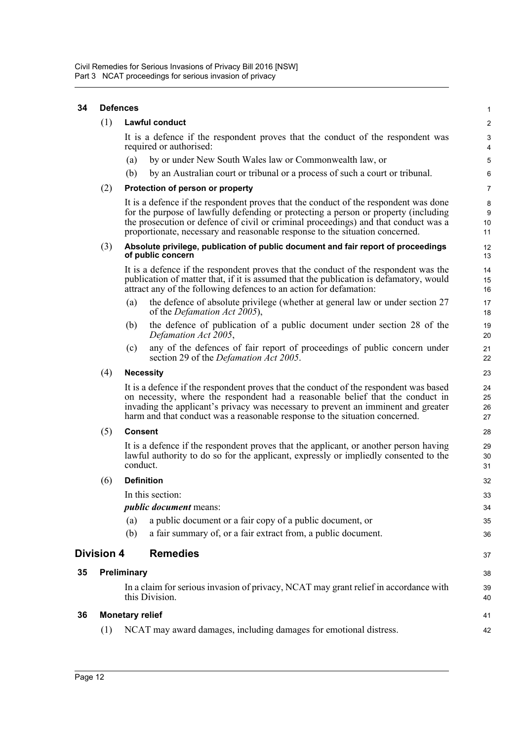### 34 Defences

(1) **Lawful conduct**

It is a defence if the respondent proves that the conduct of the respondent was required or authorised:

(a) by or under New South Wales law or Commonwealth law, or

(b) by an Australian court or tribunal or a process of such a court or tribunal.

(2) **Protection of person or property**

It is a defence if the respondent proves that the conduct of the respondent was done for the purpose of lawfully defending or protecting a person or property (including the prosecution or defence of civil or criminal proceedings) and that conduct was a proportionate, necessary and reasonable response to the situation concerned.

(3) **Absolute privilege, publication of public document and fair report of proceedings of public concern**

It is a defence if the respondent proves that the conduct of the respondent was the publication of matter that, if it is assumed that the publication is defamatory, would attract any of the following defences to an action for defamation:

(a) the defence of absolute privilege (whether at general law or under section 27 of the *Defamation Act 2005*),

(b) the defence of publication of a public document under section 28 of the *Defamation Act 2005*,

(c) any of the defences of fair report of proceedings of public concern under section 29 of the *Defamation Act 2005*.

(4) **Necessity**

It is a defence if the respondent proves that the conduct of the respondent was based on necessity, where the respondent had a reasonable belief that the conduct in invading the applicant's privacy was necessary to prevent an imminent and greater harm and that conduct was a reasonable response to the situation concerned.

(5) **Consent**

It is a defence if the respondent proves that the applicant, or another person having lawful authority to do so for the applicant, expressly or impliedly consented to the conduct.

(6) **Definition**

In this section:

***public document*** means:

(a) a public document or a fair copy of a public document, or

(b) a fair summary of, or a fair extract from, a public document.

## Division 4 Remedies

### 35 Preliminary

In a claim for serious invasion of privacy, NCAT may grant relief in accordance with this Division.

### 36 Monetary relief

(1) NCAT may award damages, including damages for emotional distress.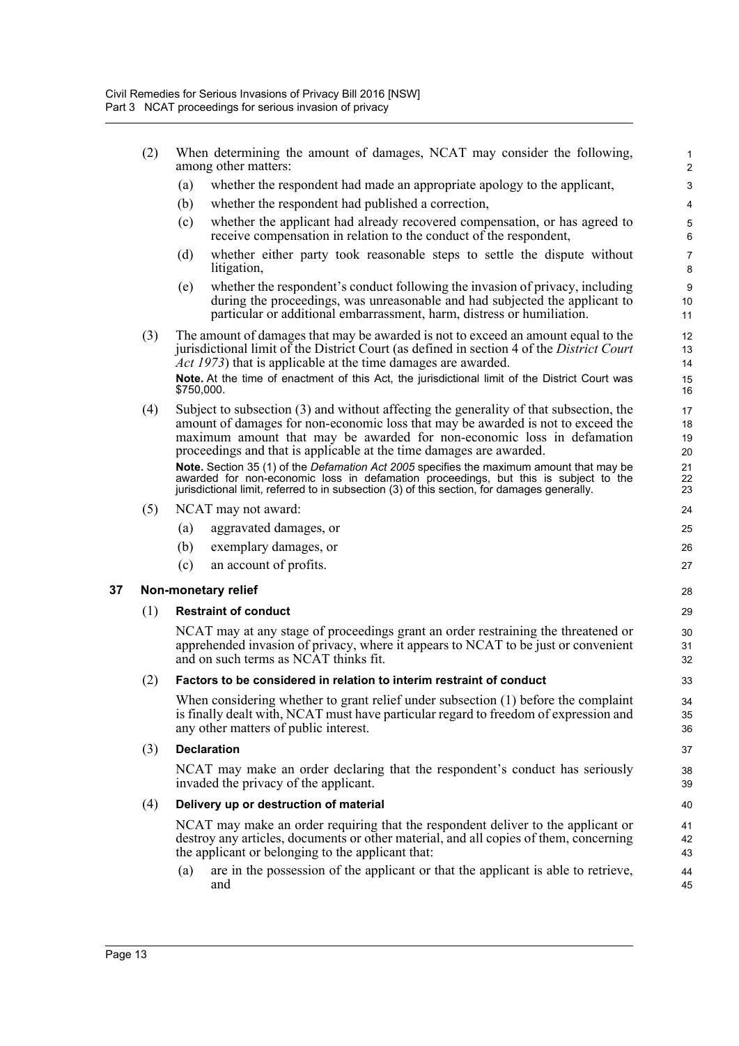(2) When determining the amount of damages, NCAT may consider the following, among other matters:

(a) whether the respondent had made an appropriate apology to the applicant,

(b) whether the respondent had published a correction,

(c) whether the applicant had already recovered compensation, or has agreed to receive compensation in relation to the conduct of the respondent,

(d) whether either party took reasonable steps to settle the dispute without litigation,

(e) whether the respondent's conduct following the invasion of privacy, including during the proceedings, was unreasonable and had subjected the applicant to particular or additional embarrassment, harm, distress or humiliation.

(3) The amount of damages that may be awarded is not to exceed an amount equal to the jurisdictional limit of the District Court (as defined in section 4 of the *District Court Act 1973*) that is applicable at the time damages are awarded.

**Note.** At the time of enactment of this Act, the jurisdictional limit of the District Court was $750,000.

(4) Subject to subsection (3) and without affecting the generality of that subsection, the amount of damages for non-economic loss that may be awarded is not to exceed the maximum amount that may be awarded for non-economic loss in defamation proceedings and that is applicable at the time damages are awarded.

**Note.** Section 35 (1) of the *Defamation Act 2005* specifies the maximum amount that may be awarded for non-economic loss in defamation proceedings, but this is subject to the jurisdictional limit, referred to in subsection (3) of this section, for damages generally.

(5) NCAT may not award:

(a) aggravated damages, or

(b) exemplary damages, or

(c) an account of profits.

## 37 Non-monetary relief

(1) **Restraint of conduct**

NCAT may at any stage of proceedings grant an order restraining the threatened or apprehended invasion of privacy, where it appears to NCAT to be just or convenient and on such terms as NCAT thinks fit.

(2) **Factors to be considered in relation to interim restraint of conduct**

When considering whether to grant relief under subsection (1) before the complaint is finally dealt with, NCAT must have particular regard to freedom of expression and any other matters of public interest.

(3) **Declaration**

NCAT may make an order declaring that the respondent's conduct has seriously invaded the privacy of the applicant.

(4) **Delivery up or destruction of material**

NCAT may make an order requiring that the respondent deliver to the applicant or destroy any articles, documents or other material, and all copies of them, concerning the applicant or belonging to the applicant that:

(a) are in the possession of the applicant or that the applicant is able to retrieve, and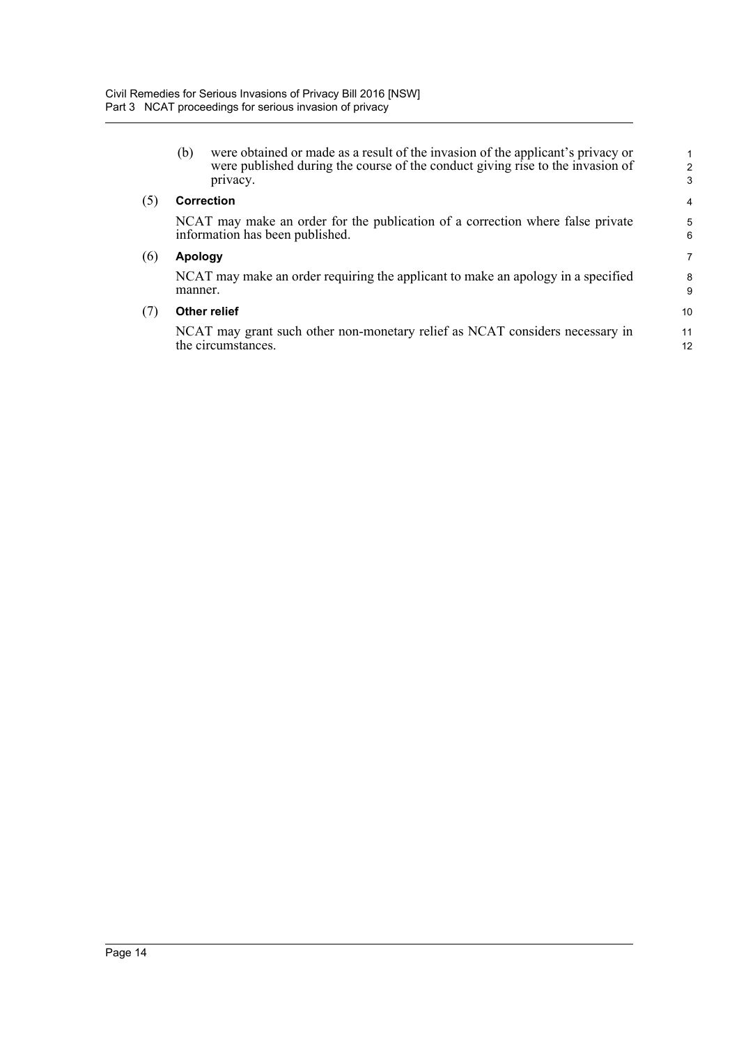(b) were obtained or made as a result of the invasion of the applicant's privacy or were published during the course of the conduct giving rise to the invasion of privacy.

(5) **Correction**

NCAT may make an order for the publication of a correction where false private information has been published.

(6) **Apology**

NCAT may make an order requiring the applicant to make an apology in a specified manner.

(7) **Other relief**

NCAT may grant such other non-monetary relief as NCAT considers necessary in the circumstances.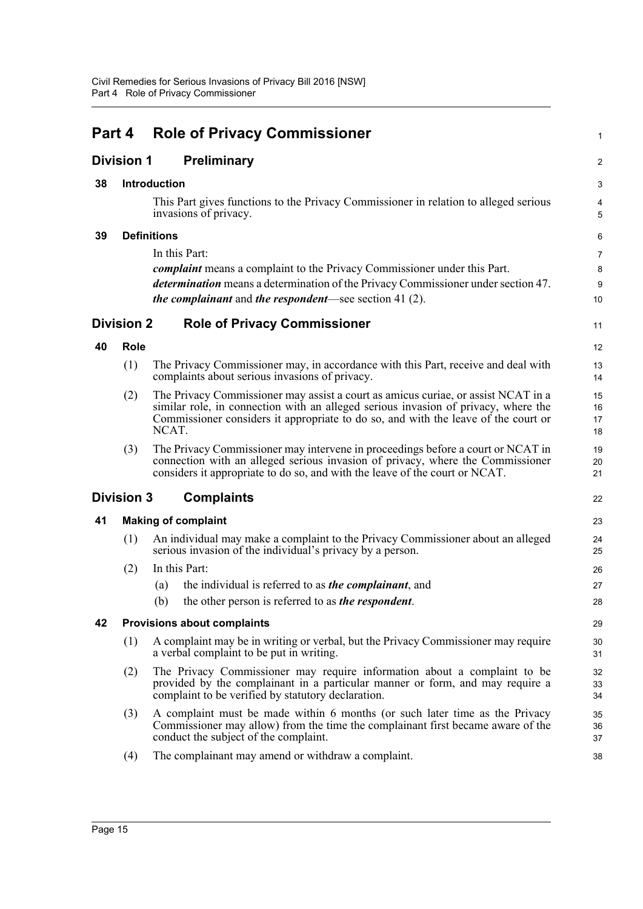# Part 4 Role of Privacy Commissioner

## Division 1 Preliminary

### 38 Introduction

This Part gives functions to the Privacy Commissioner in relation to alleged serious invasions of privacy.

### 39 Definitions

In this Part:

***complaint*** means a complaint to the Privacy Commissioner under this Part.

***determination*** means a determination of the Privacy Commissioner under section 47.

***the complainant*** and ***the respondent***—see section 41 (2).

## Division 2 Role of Privacy Commissioner

### 40 Role

(1) The Privacy Commissioner may, in accordance with this Part, receive and deal with complaints about serious invasions of privacy.

(2) The Privacy Commissioner may assist a court as amicus curiae, or assist NCAT in a similar role, in connection with an alleged serious invasion of privacy, where the Commissioner considers it appropriate to do so, and with the leave of the court or NCAT.

(3) The Privacy Commissioner may intervene in proceedings before a court or NCAT in connection with an alleged serious invasion of privacy, where the Commissioner considers it appropriate to do so, and with the leave of the court or NCAT.

## Division 3 Complaints

### 41 Making of complaint

(1) An individual may make a complaint to the Privacy Commissioner about an alleged serious invasion of the individual's privacy by a person.

(2) In this Part:

(a) the individual is referred to as ***the complainant***, and

(b) the other person is referred to as ***the respondent***.

### 42 Provisions about complaints

(1) A complaint may be in writing or verbal, but the Privacy Commissioner may require a verbal complaint to be put in writing.

(2) The Privacy Commissioner may require information about a complaint to be provided by the complainant in a particular manner or form, and may require a complaint to be verified by statutory declaration.

(3) A complaint must be made within 6 months (or such later time as the Privacy Commissioner may allow) from the time the complainant first became aware of the conduct the subject of the complaint.

(4) The complainant may amend or withdraw a complaint.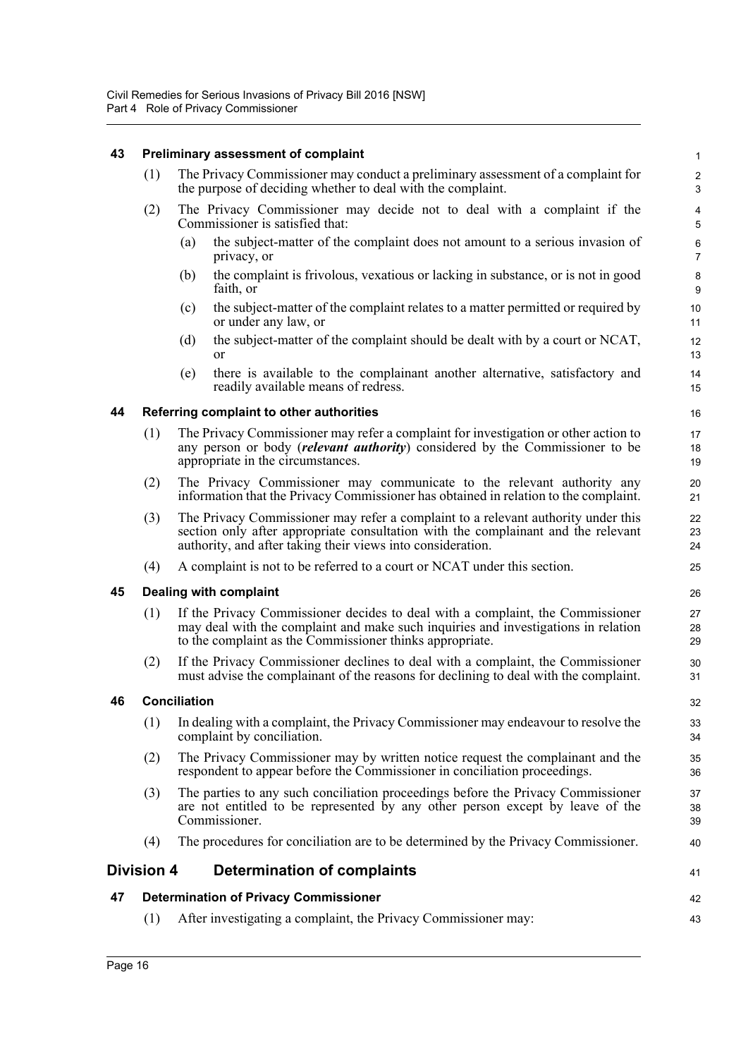### 43 Preliminary assessment of complaint

(1) The Privacy Commissioner may conduct a preliminary assessment of a complaint for the purpose of deciding whether to deal with the complaint.

(2) The Privacy Commissioner may decide not to deal with a complaint if the Commissioner is satisfied that:

(a) the subject-matter of the complaint does not amount to a serious invasion of privacy, or

(b) the complaint is frivolous, vexatious or lacking in substance, or is not in good faith, or

(c) the subject-matter of the complaint relates to a matter permitted or required by or under any law, or

(d) the subject-matter of the complaint should be dealt with by a court or NCAT, or

(e) there is available to the complainant another alternative, satisfactory and readily available means of redress.

### 44 Referring complaint to other authorities

(1) The Privacy Commissioner may refer a complaint for investigation or other action to any person or body (***relevant authority***) considered by the Commissioner to be appropriate in the circumstances.

(2) The Privacy Commissioner may communicate to the relevant authority any information that the Privacy Commissioner has obtained in relation to the complaint.

(3) The Privacy Commissioner may refer a complaint to a relevant authority under this section only after appropriate consultation with the complainant and the relevant authority, and after taking their views into consideration.

(4) A complaint is not to be referred to a court or NCAT under this section.

### 45 Dealing with complaint

(1) If the Privacy Commissioner decides to deal with a complaint, the Commissioner may deal with the complaint and make such inquiries and investigations in relation to the complaint as the Commissioner thinks appropriate.

(2) If the Privacy Commissioner declines to deal with a complaint, the Commissioner must advise the complainant of the reasons for declining to deal with the complaint.

### 46 Conciliation

(1) In dealing with a complaint, the Privacy Commissioner may endeavour to resolve the complaint by conciliation.

(2) The Privacy Commissioner may by written notice request the complainant and the respondent to appear before the Commissioner in conciliation proceedings.

(3) The parties to any such conciliation proceedings before the Privacy Commissioner are not entitled to be represented by any other person except by leave of the Commissioner.

(4) The procedures for conciliation are to be determined by the Privacy Commissioner.

## Division 4 Determination of complaints

### 47 Determination of Privacy Commissioner

(1) After investigating a complaint, the Privacy Commissioner may: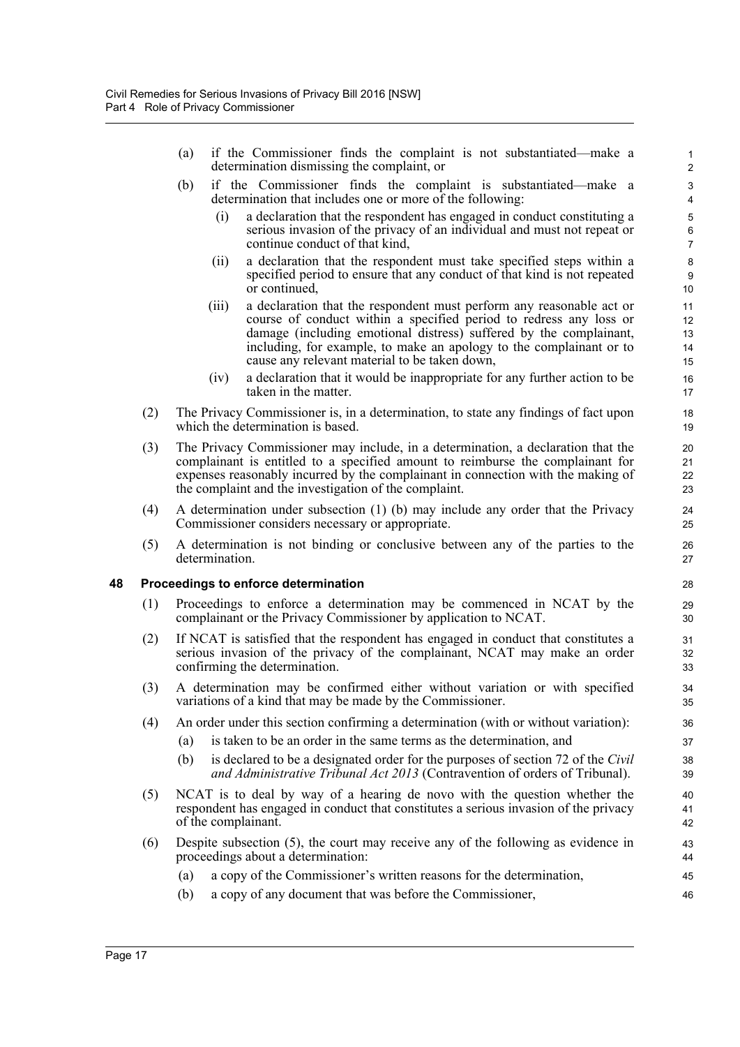(a) if the Commissioner finds the complaint is not substantiated—make a determination dismissing the complaint, or

(b) if the Commissioner finds the complaint is substantiated—make a determination that includes one or more of the following:

  (i) a declaration that the respondent has engaged in conduct constituting a serious invasion of the privacy of an individual and must not repeat or continue conduct of that kind,

  (ii) a declaration that the respondent must take specified steps within a specified period to ensure that any conduct of that kind is not repeated or continued,

  (iii) a declaration that the respondent must perform any reasonable act or course of conduct within a specified period to redress any loss or damage (including emotional distress) suffered by the complainant, including, for example, to make an apology to the complainant or to cause any relevant material to be taken down,

  (iv) a declaration that it would be inappropriate for any further action to be taken in the matter.

(2) The Privacy Commissioner is, in a determination, to state any findings of fact upon which the determination is based.

(3) The Privacy Commissioner may include, in a determination, a declaration that the complainant is entitled to a specified amount to reimburse the complainant for expenses reasonably incurred by the complainant in connection with the making of the complaint and the investigation of the complaint.

(4) A determination under subsection (1) (b) may include any order that the Privacy Commissioner considers necessary or appropriate.

(5) A determination is not binding or conclusive between any of the parties to the determination.

### 48 Proceedings to enforce determination

(1) Proceedings to enforce a determination may be commenced in NCAT by the complainant or the Privacy Commissioner by application to NCAT.

(2) If NCAT is satisfied that the respondent has engaged in conduct that constitutes a serious invasion of the privacy of the complainant, NCAT may make an order confirming the determination.

(3) A determination may be confirmed either without variation or with specified variations of a kind that may be made by the Commissioner.

(4) An order under this section confirming a determination (with or without variation):

  (a) is taken to be an order in the same terms as the determination, and

  (b) is declared to be a designated order for the purposes of section 72 of the *Civil and Administrative Tribunal Act 2013* (Contravention of orders of Tribunal).

(5) NCAT is to deal by way of a hearing de novo with the question whether the respondent has engaged in conduct that constitutes a serious invasion of the privacy of the complainant.

(6) Despite subsection (5), the court may receive any of the following as evidence in proceedings about a determination:

  (a) a copy of the Commissioner's written reasons for the determination,

  (b) a copy of any document that was before the Commissioner,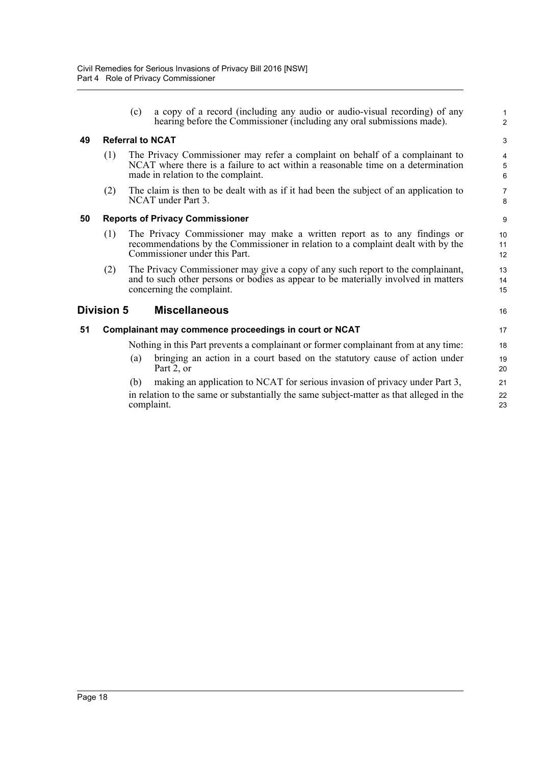(c) a copy of a record (including any audio or audio-visual recording) of any hearing before the Commissioner (including any oral submissions made).

### 49 Referral to NCAT

(1) The Privacy Commissioner may refer a complaint on behalf of a complainant to NCAT where there is a failure to act within a reasonable time on a determination made in relation to the complaint.

(2) The claim is then to be dealt with as if it had been the subject of an application to NCAT under Part 3.

### 50 Reports of Privacy Commissioner

(1) The Privacy Commissioner may make a written report as to any findings or recommendations by the Commissioner in relation to a complaint dealt with by the Commissioner under this Part.

(2) The Privacy Commissioner may give a copy of any such report to the complainant, and to such other persons or bodies as appear to be materially involved in matters concerning the complaint.

## Division 5 Miscellaneous

### 51 Complainant may commence proceedings in court or NCAT

Nothing in this Part prevents a complainant or former complainant from at any time:

(a) bringing an action in a court based on the statutory cause of action under Part 2, or

(b) making an application to NCAT for serious invasion of privacy under Part 3,

in relation to the same or substantially the same subject-matter as that alleged in the complaint.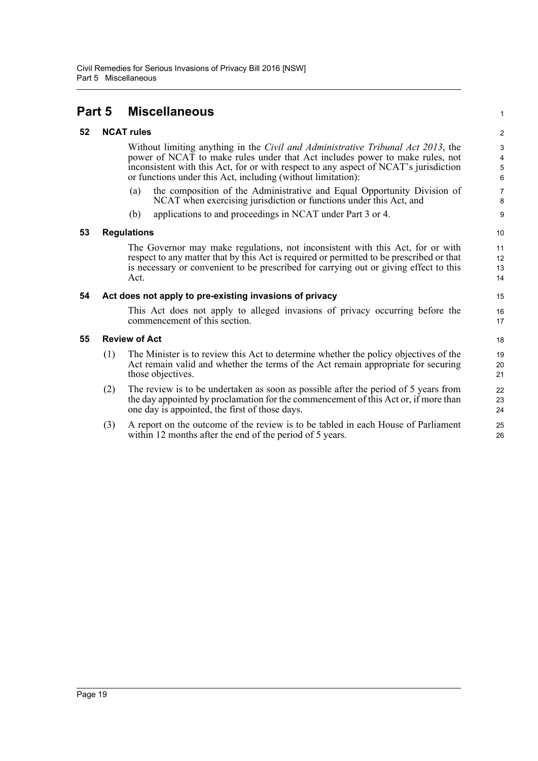# Part 5 Miscellaneous

## 52 NCAT rules

Without limiting anything in the *Civil and Administrative Tribunal Act 2013*, the power of NCAT to make rules under that Act includes power to make rules, not inconsistent with this Act, for or with respect to any aspect of NCAT's jurisdiction or functions under this Act, including (without limitation):

(a) the composition of the Administrative and Equal Opportunity Division of NCAT when exercising jurisdiction or functions under this Act, and

(b) applications to and proceedings in NCAT under Part 3 or 4.

## 53 Regulations

The Governor may make regulations, not inconsistent with this Act, for or with respect to any matter that by this Act is required or permitted to be prescribed or that is necessary or convenient to be prescribed for carrying out or giving effect to this Act.

## 54 Act does not apply to pre-existing invasions of privacy

This Act does not apply to alleged invasions of privacy occurring before the commencement of this section.

## 55 Review of Act

(1) The Minister is to review this Act to determine whether the policy objectives of the Act remain valid and whether the terms of the Act remain appropriate for securing those objectives.

(2) The review is to be undertaken as soon as possible after the period of 5 years from the day appointed by proclamation for the commencement of this Act or, if more than one day is appointed, the first of those days.

(3) A report on the outcome of the review is to be tabled in each House of Parliament within 12 months after the end of the period of 5 years.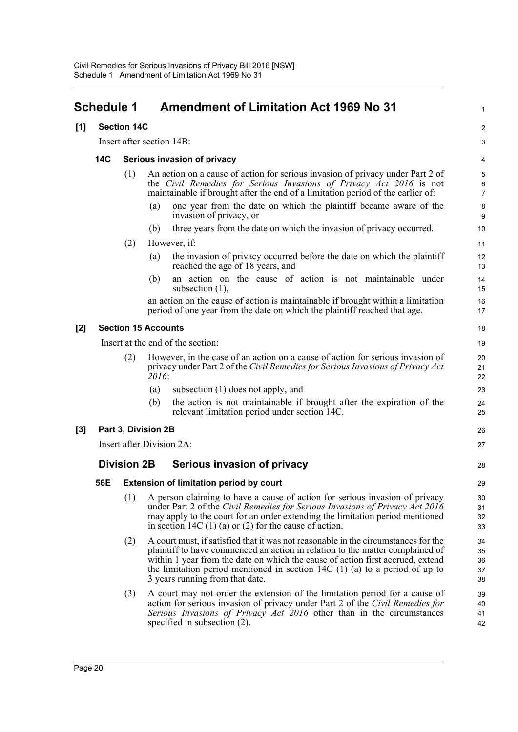# Schedule 1 Amendment of Limitation Act 1969 No 31

## [1] Section 14C

Insert after section 14B:

### 14C Serious invasion of privacy

(1) An action on a cause of action for serious invasion of privacy under Part 2 of the *Civil Remedies for Serious Invasions of Privacy Act 2016* is not maintainable if brought after the end of a limitation period of the earlier of:

(a) one year from the date on which the plaintiff became aware of the invasion of privacy, or

(b) three years from the date on which the invasion of privacy occurred.

(2) However, if:

(a) the invasion of privacy occurred before the date on which the plaintiff reached the age of 18 years, and

(b) an action on the cause of action is not maintainable under subsection (1),

an action on the cause of action is maintainable if brought within a limitation period of one year from the date on which the plaintiff reached that age.

## [2] Section 15 Accounts

Insert at the end of the section:

(2) However, in the case of an action on a cause of action for serious invasion of privacy under Part 2 of the *Civil Remedies for Serious Invasions of Privacy Act 2016*:

(a) subsection (1) does not apply, and

(b) the action is not maintainable if brought after the expiration of the relevant limitation period under section 14C.

## [3] Part 3, Division 2B

Insert after Division 2A:

## Division 2B Serious invasion of privacy

### 56E Extension of limitation period by court

(1) A person claiming to have a cause of action for serious invasion of privacy under Part 2 of the *Civil Remedies for Serious Invasions of Privacy Act 2016* may apply to the court for an order extending the limitation period mentioned in section 14C (1) (a) or (2) for the cause of action.

(2) A court must, if satisfied that it was not reasonable in the circumstances for the plaintiff to have commenced an action in relation to the matter complained of within 1 year from the date on which the cause of action first accrued, extend the limitation period mentioned in section 14C (1) (a) to a period of up to 3 years running from that date.

(3) A court may not order the extension of the limitation period for a cause of action for serious invasion of privacy under Part 2 of the *Civil Remedies for Serious Invasions of Privacy Act 2016* other than in the circumstances specified in subsection (2).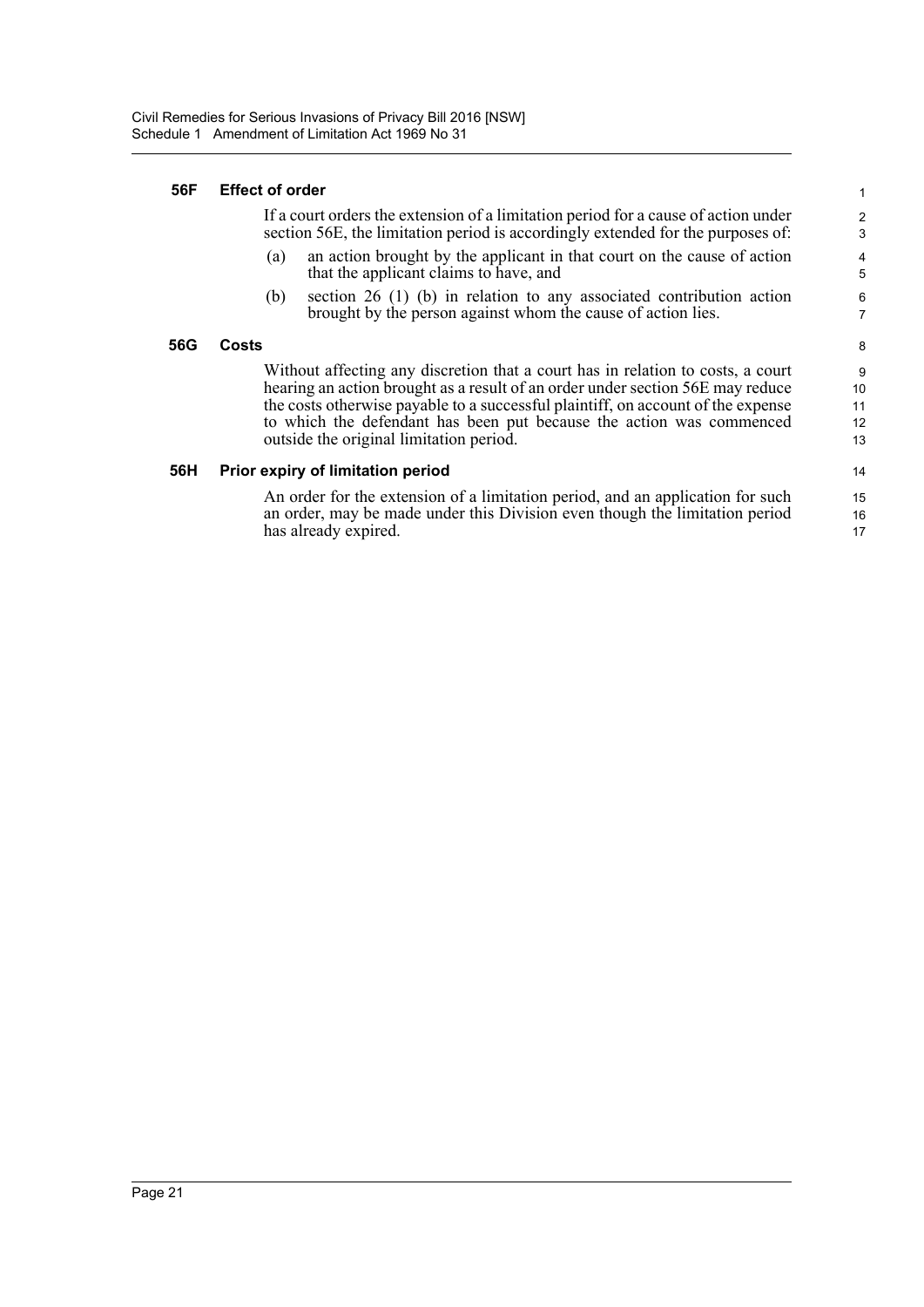**56F Effect of order**

If a court orders the extension of a limitation period for a cause of action under section 56E, the limitation period is accordingly extended for the purposes of:

(a) an action brought by the applicant in that court on the cause of action that the applicant claims to have, and

(b) section 26 (1) (b) in relation to any associated contribution action brought by the person against whom the cause of action lies.

**56G Costs**

Without affecting any discretion that a court has in relation to costs, a court hearing an action brought as a result of an order under section 56E may reduce the costs otherwise payable to a successful plaintiff, on account of the expense to which the defendant has been put because the action was commenced outside the original limitation period.

**56H Prior expiry of limitation period**

An order for the extension of a limitation period, and an application for such an order, may be made under this Division even though the limitation period has already expired.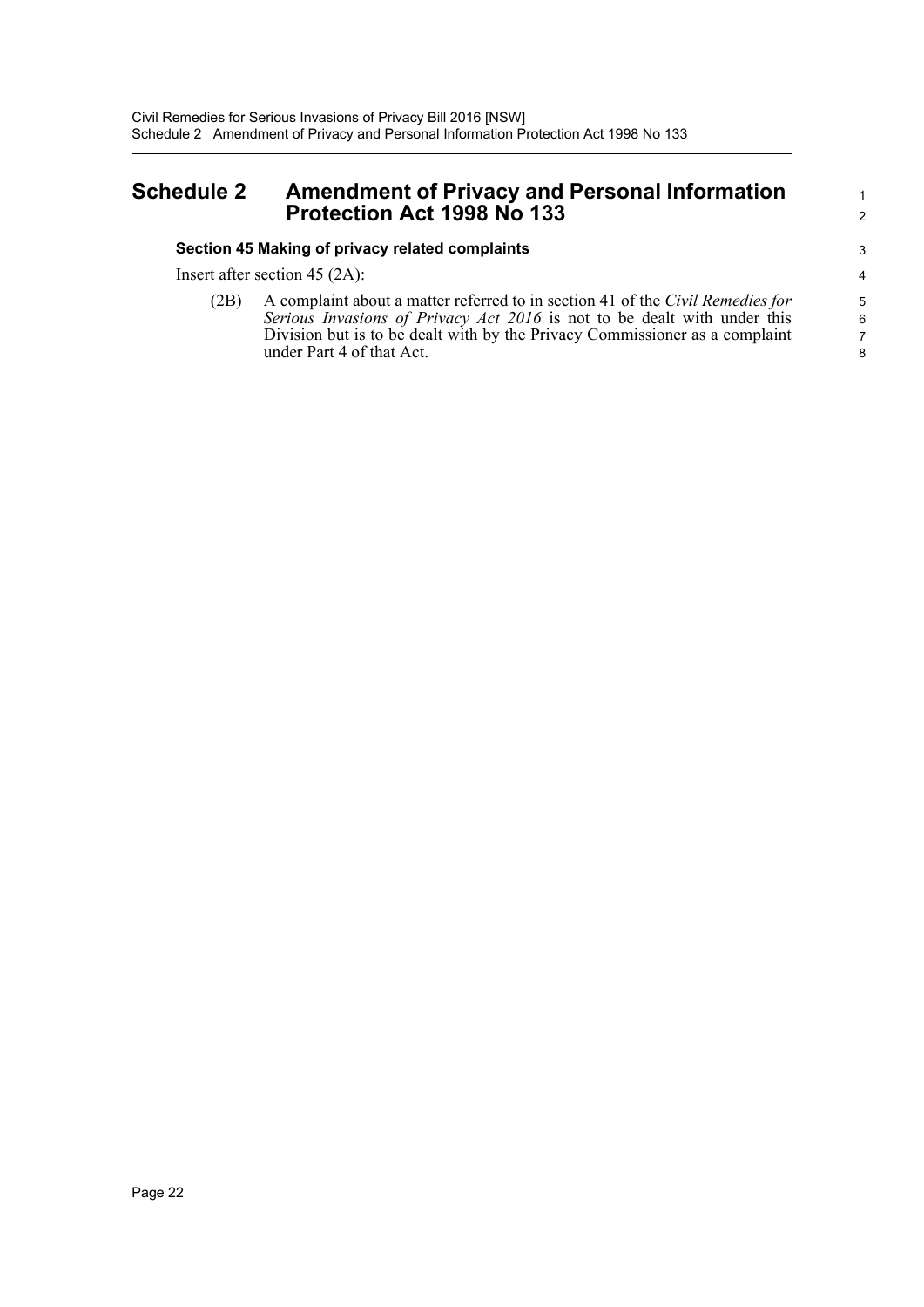# Schedule 2 Amendment of Privacy and Personal Information Protection Act 1998 No 133

### Section 45 Making of privacy related complaints

Insert after section 45 (2A):

(2B) A complaint about a matter referred to in section 41 of the *Civil Remedies for Serious Invasions of Privacy Act 2016* is not to be dealt with under this Division but is to be dealt with by the Privacy Commissioner as a complaint under Part 4 of that Act.